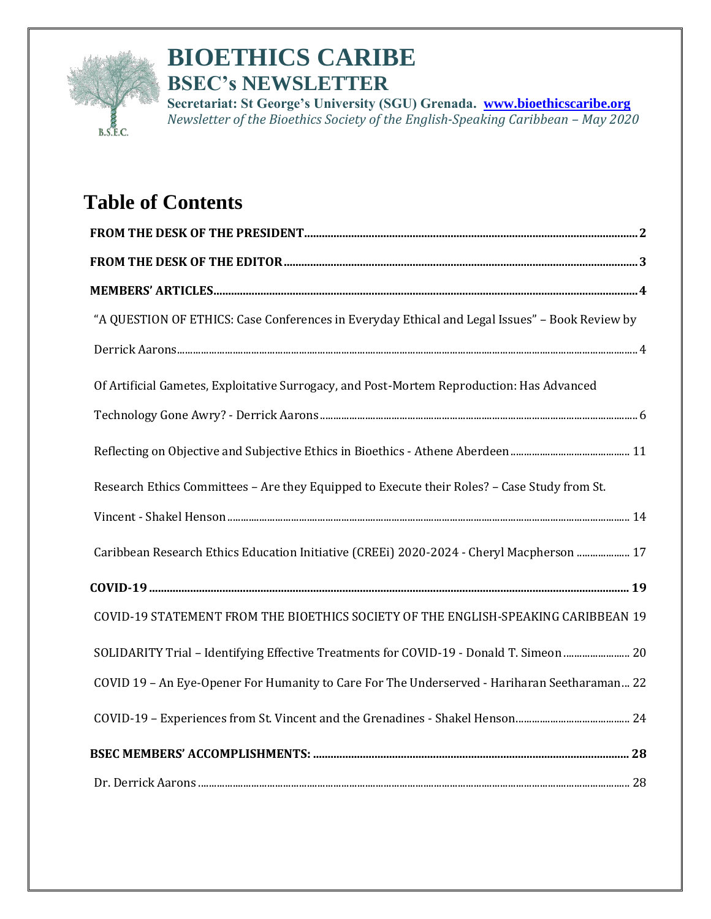# BIOETHICS CARIBE

## BSEC's NEWSLETTER

**Secretariat: St George's University (SGU) Grenada. www.bioethicscaribe.org**

*Newsletter of the Bioethics Society of the English-Speaking Caribbean – May 2020*

B.S.E.C.

# Table of Contents

**FROM THE DESK OF THE PRESIDENT** ........ 2

**FROM THE DESK OF THE EDITOR** ........ 3

**MEMBERS' ARTICLES** ........ 4

"A QUESTION OF ETHICS: Case Conferences in Everyday Ethical and Legal Issues" – Book Review by Derrick Aarons ........ 4

Of Artificial Gametes, Exploitative Surrogacy, and Post-Mortem Reproduction: Has Advanced Technology Gone Awry? - Derrick Aarons ........ 6

Reflecting on Objective and Subjective Ethics in Bioethics - Athene Aberdeen ........ 11

Research Ethics Committees – Are they Equipped to Execute their Roles? – Case Study from St. Vincent - Shakel Henson ........ 14

Caribbean Research Ethics Education Initiative (CREEi) 2020-2024 - Cheryl Macpherson ........ 17

**COVID-19** ........ 19

COVID-19 STATEMENT FROM THE BIOETHICS SOCIETY OF THE ENGLISH-SPEAKING CARIBBEAN 19

SOLIDARITY Trial – Identifying Effective Treatments for COVID-19 - Donald T. Simeon ........ 20

COVID 19 – An Eye-Opener For Humanity to Care For The Underserved - Hariharan Seetharaman... 22

COVID-19 – Experiences from St. Vincent and the Grenadines - Shakel Henson ........ 24

**BSEC MEMBERS' ACCOMPLISHMENTS:** ........ 28

Dr. Derrick Aarons ........ 28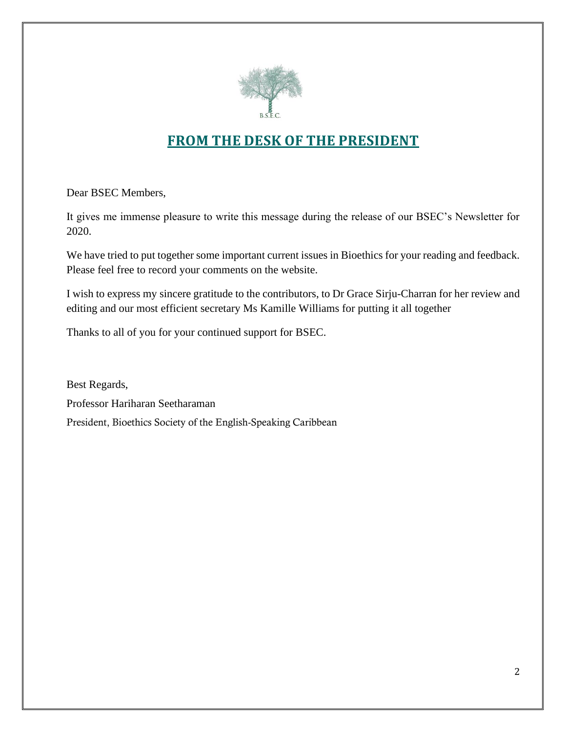B.S.E.C.

## FROM THE DESK OF THE PRESIDENT

Dear BSEC Members,

It gives me immense pleasure to write this message during the release of our BSEC's Newsletter for 2020.

We have tried to put together some important current issues in Bioethics for your reading and feedback. Please feel free to record your comments on the website.

I wish to express my sincere gratitude to the contributors, to Dr Grace Sirju-Charran for her review and editing and our most efficient secretary Ms Kamille Williams for putting it all together

Thanks to all of you for your continued support for BSEC.

Best Regards,

Professor Hariharan Seetharaman

President, Bioethics Society of the English-Speaking Caribbean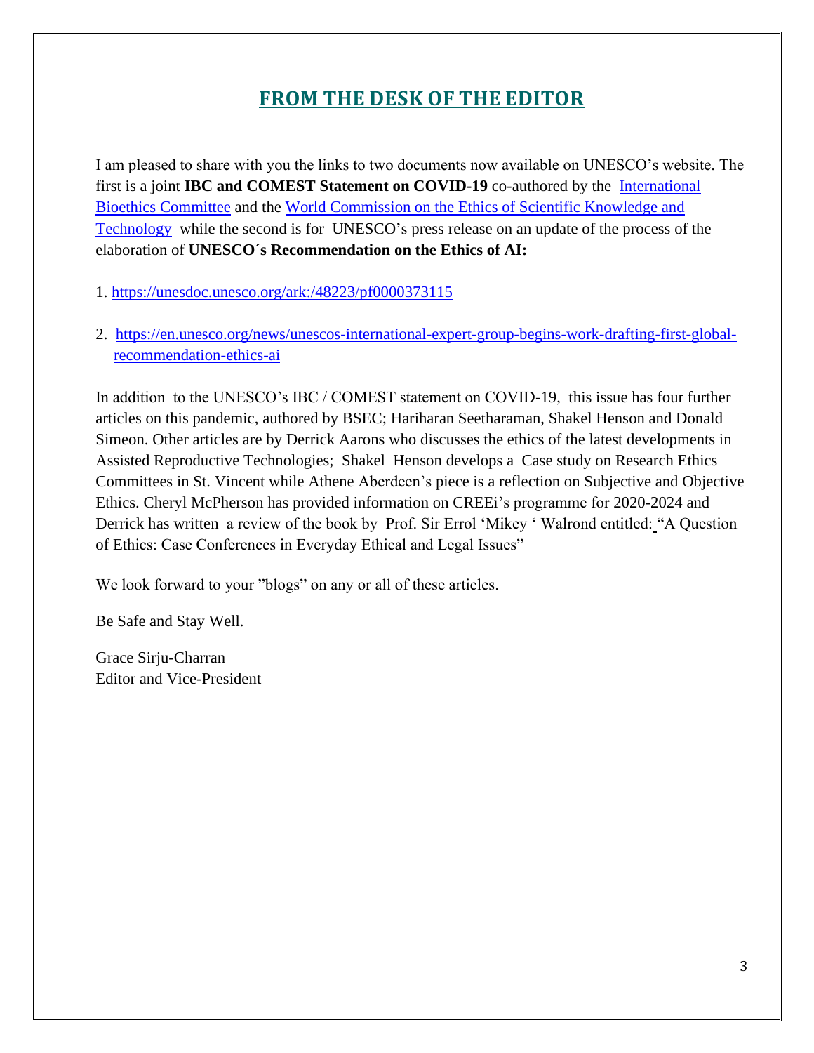## FROM THE DESK OF THE EDITOR

I am pleased to share with you the links to two documents now available on UNESCO's website. The first is a joint **IBC and COMEST Statement on COVID-19** co-authored by the International Bioethics Committee and the World Commission on the Ethics of Scientific Knowledge and Technology while the second is for UNESCO's press release on an update of the process of the elaboration of **UNESCO´s Recommendation on the Ethics of AI:**

1. https://unesdoc.unesco.org/ark:/48223/pf0000373115

2. https://en.unesco.org/news/unescos-international-expert-group-begins-work-drafting-first-global-recommendation-ethics-ai

In addition to the UNESCO's IBC / COMEST statement on COVID-19, this issue has four further articles on this pandemic, authored by BSEC; Hariharan Seetharaman, Shakel Henson and Donald Simeon. Other articles are by Derrick Aarons who discusses the ethics of the latest developments in Assisted Reproductive Technologies; Shakel Henson develops a Case study on Research Ethics Committees in St. Vincent while Athene Aberdeen's piece is a reflection on Subjective and Objective Ethics. Cheryl McPherson has provided information on CREEi's programme for 2020-2024 and Derrick has written a review of the book by Prof. Sir Errol 'Mikey ' Walrond entitled: "A Question of Ethics: Case Conferences in Everyday Ethical and Legal Issues"

We look forward to your "blogs" on any or all of these articles.

Be Safe and Stay Well.

Grace Sirju-Charran
Editor and Vice-President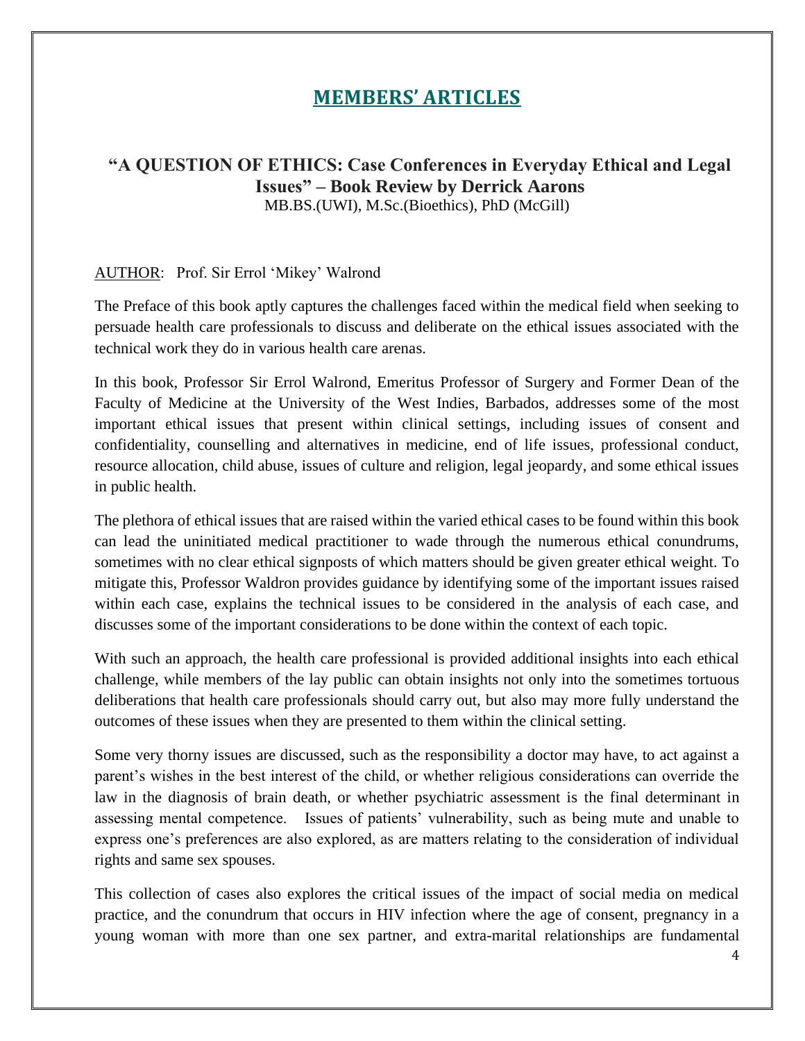# MEMBERS' ARTICLES

## "A QUESTION OF ETHICS: Case Conferences in Everyday Ethical and Legal Issues" – Book Review by Derrick Aarons

MB.BS.(UWI), M.Sc.(Bioethics), PhD (McGill)

AUTHOR: Prof. Sir Errol 'Mikey' Walrond

The Preface of this book aptly captures the challenges faced within the medical field when seeking to persuade health care professionals to discuss and deliberate on the ethical issues associated with the technical work they do in various health care arenas.

In this book, Professor Sir Errol Walrond, Emeritus Professor of Surgery and Former Dean of the Faculty of Medicine at the University of the West Indies, Barbados, addresses some of the most important ethical issues that present within clinical settings, including issues of consent and confidentiality, counselling and alternatives in medicine, end of life issues, professional conduct, resource allocation, child abuse, issues of culture and religion, legal jeopardy, and some ethical issues in public health.

The plethora of ethical issues that are raised within the varied ethical cases to be found within this book can lead the uninitiated medical practitioner to wade through the numerous ethical conundrums, sometimes with no clear ethical signposts of which matters should be given greater ethical weight. To mitigate this, Professor Waldron provides guidance by identifying some of the important issues raised within each case, explains the technical issues to be considered in the analysis of each case, and discusses some of the important considerations to be done within the context of each topic.

With such an approach, the health care professional is provided additional insights into each ethical challenge, while members of the lay public can obtain insights not only into the sometimes tortuous deliberations that health care professionals should carry out, but also may more fully understand the outcomes of these issues when they are presented to them within the clinical setting.

Some very thorny issues are discussed, such as the responsibility a doctor may have, to act against a parent's wishes in the best interest of the child, or whether religious considerations can override the law in the diagnosis of brain death, or whether psychiatric assessment is the final determinant in assessing mental competence. Issues of patients' vulnerability, such as being mute and unable to express one's preferences are also explored, as are matters relating to the consideration of individual rights and same sex spouses.

This collection of cases also explores the critical issues of the impact of social media on medical practice, and the conundrum that occurs in HIV infection where the age of consent, pregnancy in a young woman with more than one sex partner, and extra-marital relationships are fundamental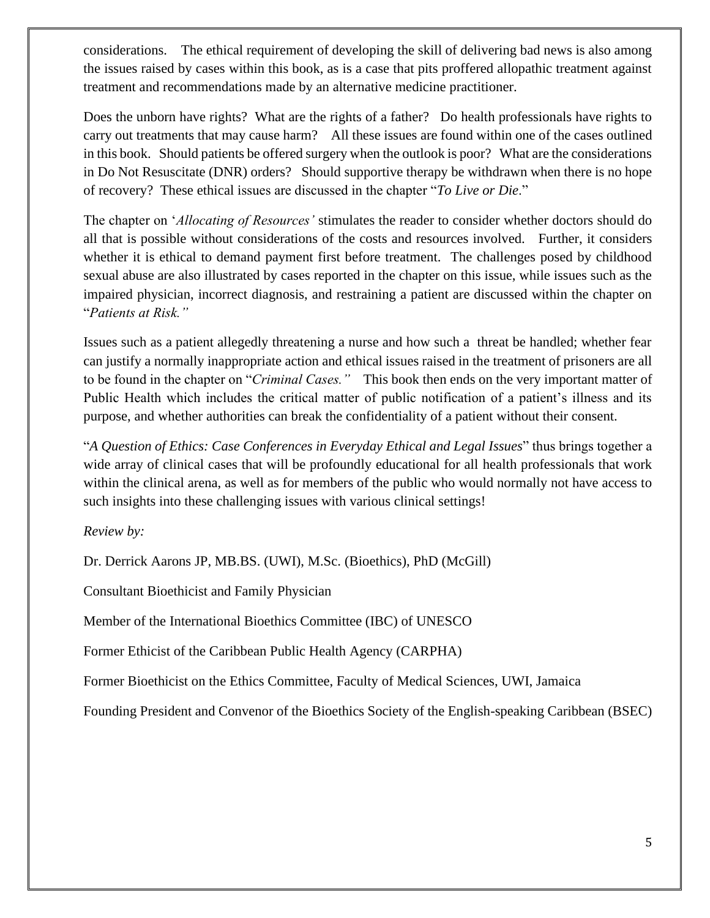considerations. The ethical requirement of developing the skill of delivering bad news is also among the issues raised by cases within this book, as is a case that pits proffered allopathic treatment against treatment and recommendations made by an alternative medicine practitioner.

Does the unborn have rights? What are the rights of a father? Do health professionals have rights to carry out treatments that may cause harm? All these issues are found within one of the cases outlined in this book. Should patients be offered surgery when the outlook is poor? What are the considerations in Do Not Resuscitate (DNR) orders? Should supportive therapy be withdrawn when there is no hope of recovery? These ethical issues are discussed in the chapter "*To Live or Die*."

The chapter on '*Allocating of Resources'* stimulates the reader to consider whether doctors should do all that is possible without considerations of the costs and resources involved. Further, it considers whether it is ethical to demand payment first before treatment. The challenges posed by childhood sexual abuse are also illustrated by cases reported in the chapter on this issue, while issues such as the impaired physician, incorrect diagnosis, and restraining a patient are discussed within the chapter on "*Patients at Risk."*

Issues such as a patient allegedly threatening a nurse and how such a threat be handled; whether fear can justify a normally inappropriate action and ethical issues raised in the treatment of prisoners are all to be found in the chapter on "*Criminal Cases."* This book then ends on the very important matter of Public Health which includes the critical matter of public notification of a patient's illness and its purpose, and whether authorities can break the confidentiality of a patient without their consent.

"*A Question of Ethics: Case Conferences in Everyday Ethical and Legal Issues*" thus brings together a wide array of clinical cases that will be profoundly educational for all health professionals that work within the clinical arena, as well as for members of the public who would normally not have access to such insights into these challenging issues with various clinical settings!

*Review by:*

Dr. Derrick Aarons JP, MB.BS. (UWI), M.Sc. (Bioethics), PhD (McGill)

Consultant Bioethicist and Family Physician

Member of the International Bioethics Committee (IBC) of UNESCO

Former Ethicist of the Caribbean Public Health Agency (CARPHA)

Former Bioethicist on the Ethics Committee, Faculty of Medical Sciences, UWI, Jamaica

Founding President and Convenor of the Bioethics Society of the English-speaking Caribbean (BSEC)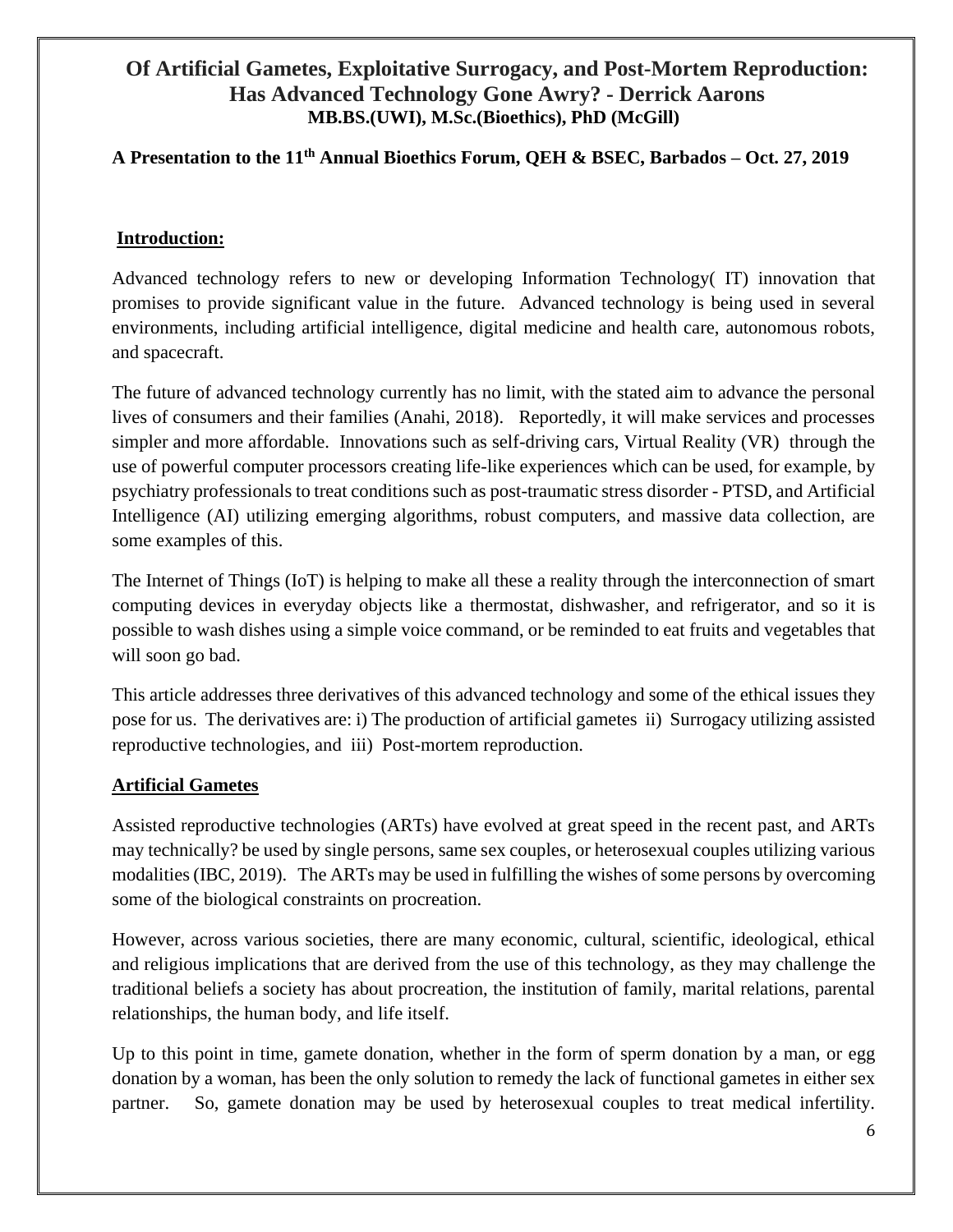# Of Artificial Gametes, Exploitative Surrogacy, and Post-Mortem Reproduction: Has Advanced Technology Gone Awry? - Derrick Aarons

**MB.BS.(UWI), M.Sc.(Bioethics), PhD (McGill)**

**A Presentation to the 11th Annual Bioethics Forum, QEH & BSEC, Barbados – Oct. 27, 2019**

## Introduction:

Advanced technology refers to new or developing Information Technology( IT) innovation that promises to provide significant value in the future. Advanced technology is being used in several environments, including artificial intelligence, digital medicine and health care, autonomous robots, and spacecraft.

The future of advanced technology currently has no limit, with the stated aim to advance the personal lives of consumers and their families (Anahi, 2018). Reportedly, it will make services and processes simpler and more affordable. Innovations such as self-driving cars, Virtual Reality (VR) through the use of powerful computer processors creating life-like experiences which can be used, for example, by psychiatry professionals to treat conditions such as post-traumatic stress disorder - PTSD, and Artificial Intelligence (AI) utilizing emerging algorithms, robust computers, and massive data collection, are some examples of this.

The Internet of Things (IoT) is helping to make all these a reality through the interconnection of smart computing devices in everyday objects like a thermostat, dishwasher, and refrigerator, and so it is possible to wash dishes using a simple voice command, or be reminded to eat fruits and vegetables that will soon go bad.

This article addresses three derivatives of this advanced technology and some of the ethical issues they pose for us. The derivatives are: i) The production of artificial gametes ii) Surrogacy utilizing assisted reproductive technologies, and iii) Post-mortem reproduction.

## Artificial Gametes

Assisted reproductive technologies (ARTs) have evolved at great speed in the recent past, and ARTs may technically? be used by single persons, same sex couples, or heterosexual couples utilizing various modalities (IBC, 2019). The ARTs may be used in fulfilling the wishes of some persons by overcoming some of the biological constraints on procreation.

However, across various societies, there are many economic, cultural, scientific, ideological, ethical and religious implications that are derived from the use of this technology, as they may challenge the traditional beliefs a society has about procreation, the institution of family, marital relations, parental relationships, the human body, and life itself.

Up to this point in time, gamete donation, whether in the form of sperm donation by a man, or egg donation by a woman, has been the only solution to remedy the lack of functional gametes in either sex partner. So, gamete donation may be used by heterosexual couples to treat medical infertility.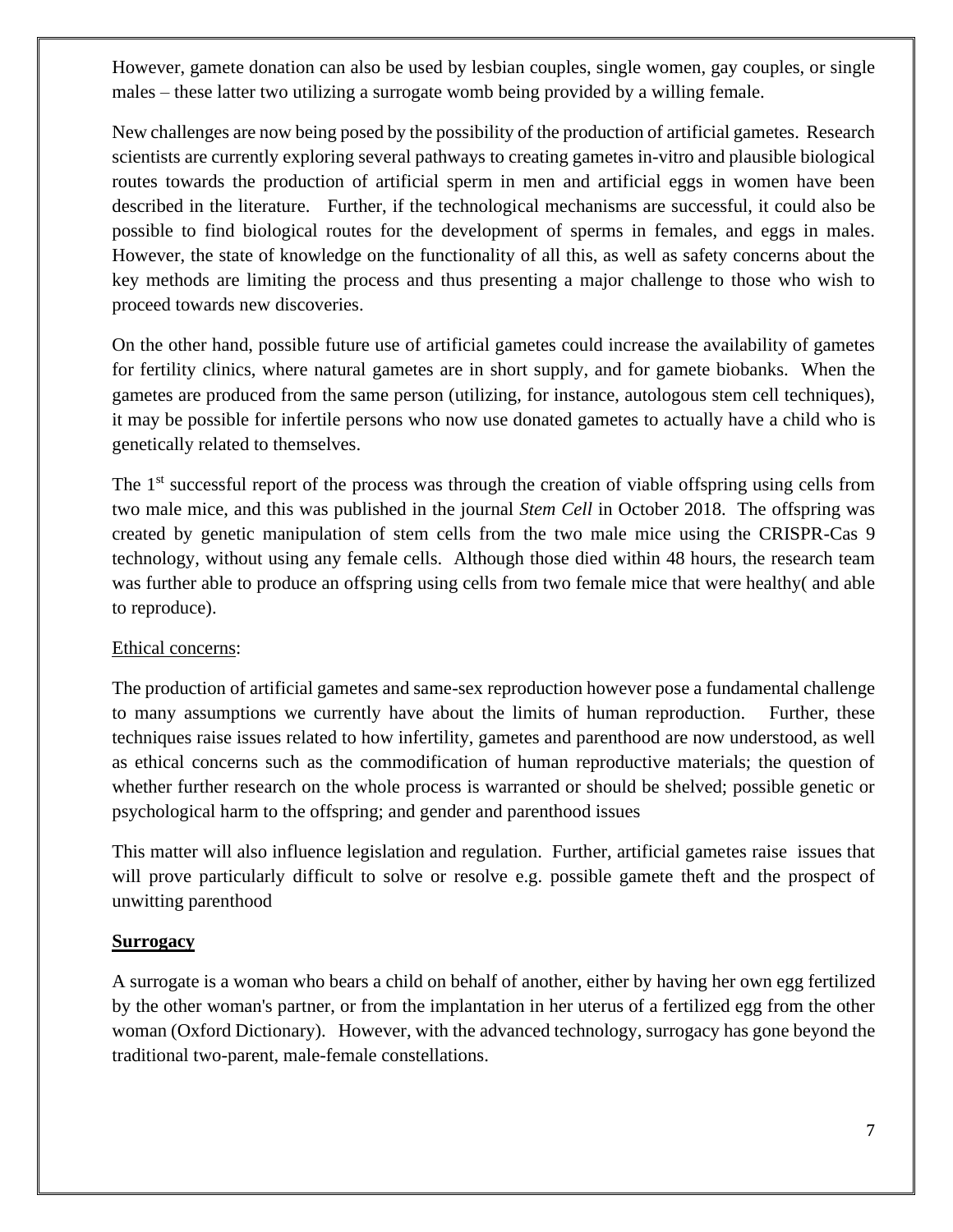However, gamete donation can also be used by lesbian couples, single women, gay couples, or single males – these latter two utilizing a surrogate womb being provided by a willing female.

New challenges are now being posed by the possibility of the production of artificial gametes. Research scientists are currently exploring several pathways to creating gametes in-vitro and plausible biological routes towards the production of artificial sperm in men and artificial eggs in women have been described in the literature. Further, if the technological mechanisms are successful, it could also be possible to find biological routes for the development of sperms in females, and eggs in males. However, the state of knowledge on the functionality of all this, as well as safety concerns about the key methods are limiting the process and thus presenting a major challenge to those who wish to proceed towards new discoveries.

On the other hand, possible future use of artificial gametes could increase the availability of gametes for fertility clinics, where natural gametes are in short supply, and for gamete biobanks. When the gametes are produced from the same person (utilizing, for instance, autologous stem cell techniques), it may be possible for infertile persons who now use donated gametes to actually have a child who is genetically related to themselves.

The 1st successful report of the process was through the creation of viable offspring using cells from two male mice, and this was published in the journal *Stem Cell* in October 2018. The offspring was created by genetic manipulation of stem cells from the two male mice using the CRISPR-Cas 9 technology, without using any female cells. Although those died within 48 hours, the research team was further able to produce an offspring using cells from two female mice that were healthy( and able to reproduce).

<u>Ethical concerns</u>:

The production of artificial gametes and same-sex reproduction however pose a fundamental challenge to many assumptions we currently have about the limits of human reproduction. Further, these techniques raise issues related to how infertility, gametes and parenthood are now understood, as well as ethical concerns such as the commodification of human reproductive materials; the question of whether further research on the whole process is warranted or should be shelved; possible genetic or psychological harm to the offspring; and gender and parenthood issues

This matter will also influence legislation and regulation. Further, artificial gametes raise issues that will prove particularly difficult to solve or resolve e.g. possible gamete theft and the prospect of unwitting parenthood

**<u>Surrogacy</u>**

A surrogate is a woman who bears a child on behalf of another, either by having her own egg fertilized by the other woman's partner, or from the implantation in her uterus of a fertilized egg from the other woman (Oxford Dictionary). However, with the advanced technology, surrogacy has gone beyond the traditional two-parent, male-female constellations.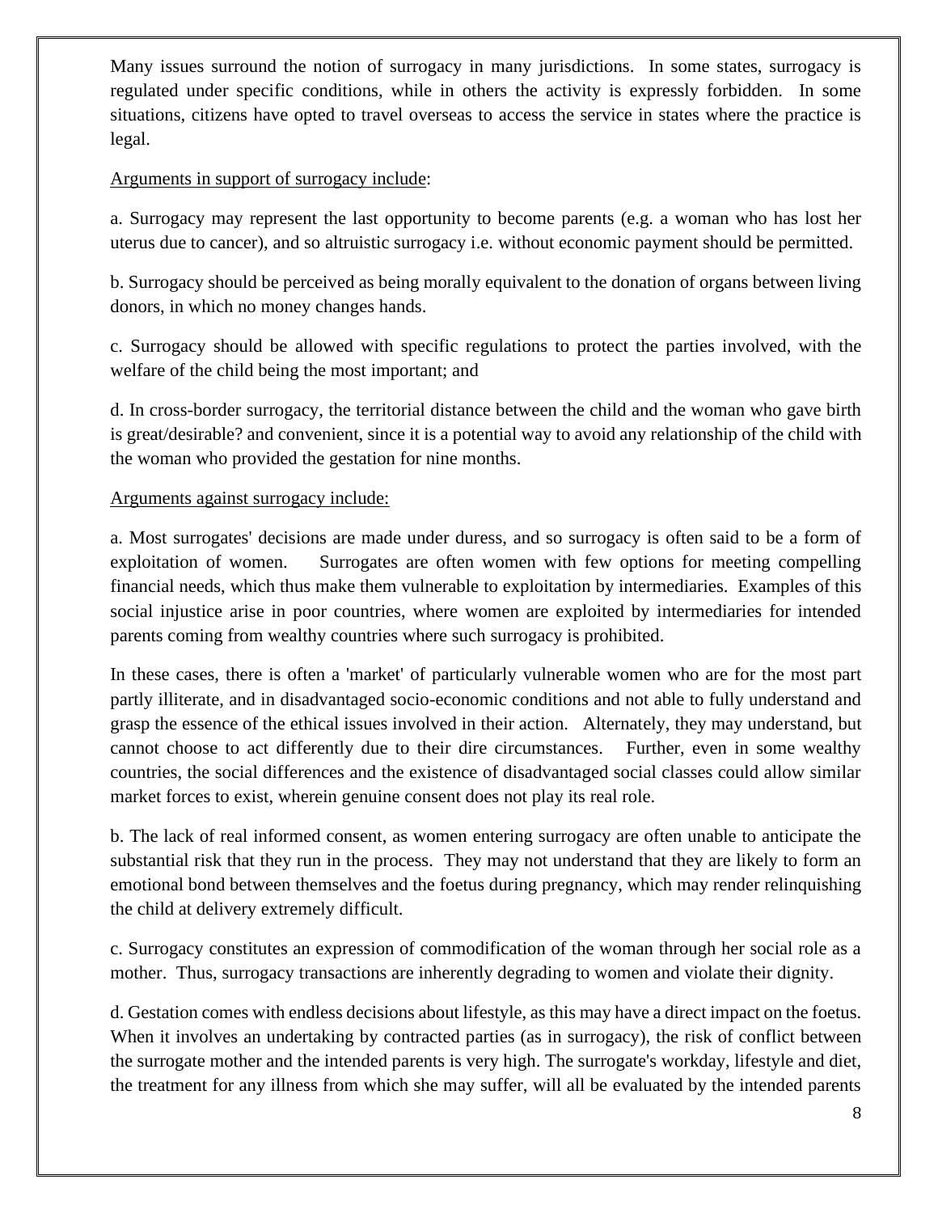Many issues surround the notion of surrogacy in many jurisdictions. In some states, surrogacy is regulated under specific conditions, while in others the activity is expressly forbidden. In some situations, citizens have opted to travel overseas to access the service in states where the practice is legal.

<u>Arguments in support of surrogacy include</u>:

a. Surrogacy may represent the last opportunity to become parents (e.g. a woman who has lost her uterus due to cancer), and so altruistic surrogacy i.e. without economic payment should be permitted.

b. Surrogacy should be perceived as being morally equivalent to the donation of organs between living donors, in which no money changes hands.

c. Surrogacy should be allowed with specific regulations to protect the parties involved, with the welfare of the child being the most important; and

d. In cross-border surrogacy, the territorial distance between the child and the woman who gave birth is great/desirable? and convenient, since it is a potential way to avoid any relationship of the child with the woman who provided the gestation for nine months.

<u>Arguments against surrogacy include:</u>

a. Most surrogates' decisions are made under duress, and so surrogacy is often said to be a form of exploitation of women. Surrogates are often women with few options for meeting compelling financial needs, which thus make them vulnerable to exploitation by intermediaries. Examples of this social injustice arise in poor countries, where women are exploited by intermediaries for intended parents coming from wealthy countries where such surrogacy is prohibited.

In these cases, there is often a 'market' of particularly vulnerable women who are for the most part partly illiterate, and in disadvantaged socio-economic conditions and not able to fully understand and grasp the essence of the ethical issues involved in their action. Alternately, they may understand, but cannot choose to act differently due to their dire circumstances. Further, even in some wealthy countries, the social differences and the existence of disadvantaged social classes could allow similar market forces to exist, wherein genuine consent does not play its real role.

b. The lack of real informed consent, as women entering surrogacy are often unable to anticipate the substantial risk that they run in the process. They may not understand that they are likely to form an emotional bond between themselves and the foetus during pregnancy, which may render relinquishing the child at delivery extremely difficult.

c. Surrogacy constitutes an expression of commodification of the woman through her social role as a mother. Thus, surrogacy transactions are inherently degrading to women and violate their dignity.

d. Gestation comes with endless decisions about lifestyle, as this may have a direct impact on the foetus. When it involves an undertaking by contracted parties (as in surrogacy), the risk of conflict between the surrogate mother and the intended parents is very high. The surrogate's workday, lifestyle and diet, the treatment for any illness from which she may suffer, will all be evaluated by the intended parents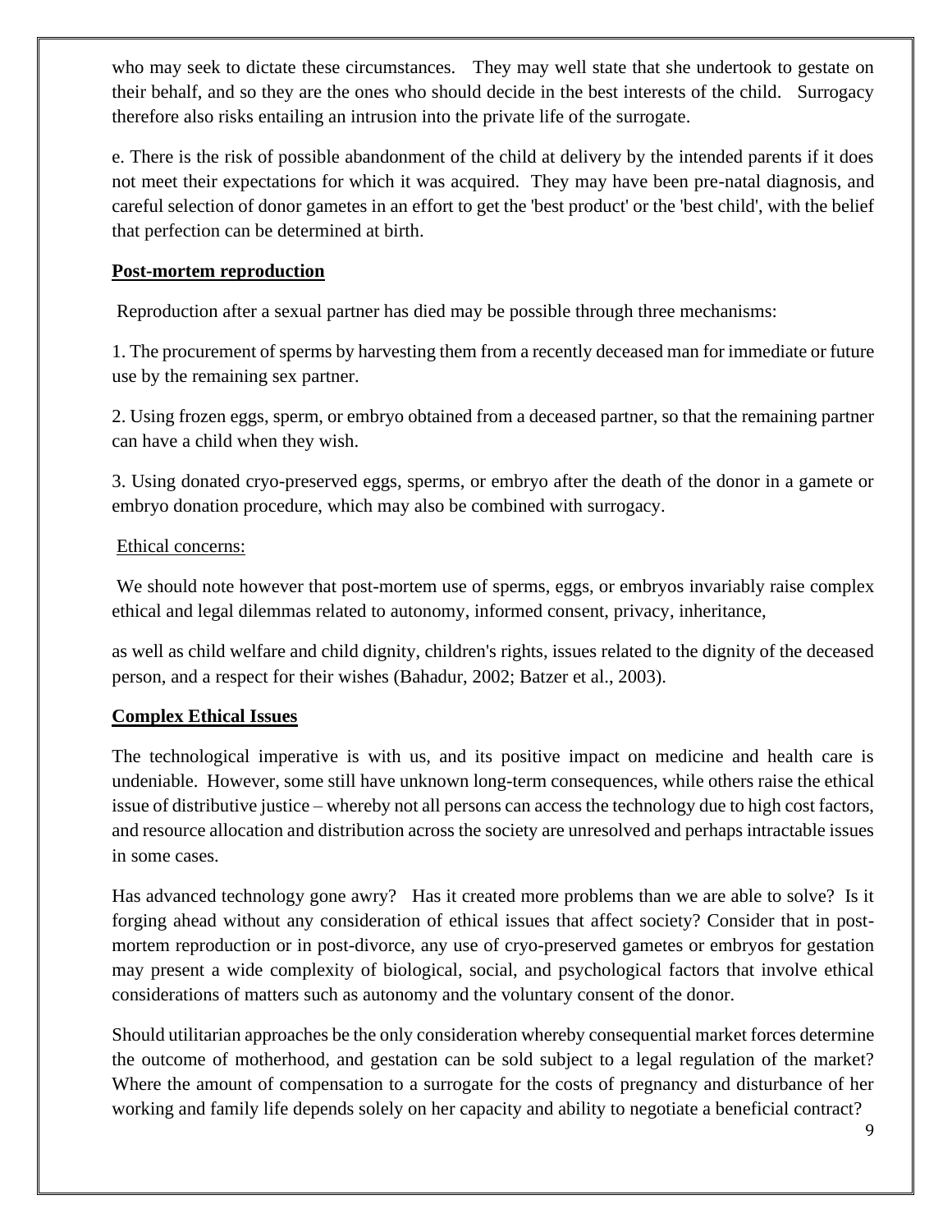who may seek to dictate these circumstances. They may well state that she undertook to gestate on their behalf, and so they are the ones who should decide in the best interests of the child. Surrogacy therefore also risks entailing an intrusion into the private life of the surrogate.

e. There is the risk of possible abandonment of the child at delivery by the intended parents if it does not meet their expectations for which it was acquired. They may have been pre-natal diagnosis, and careful selection of donor gametes in an effort to get the 'best product' or the 'best child', with the belief that perfection can be determined at birth.

**Post-mortem reproduction**

Reproduction after a sexual partner has died may be possible through three mechanisms:

1. The procurement of sperms by harvesting them from a recently deceased man for immediate or future use by the remaining sex partner.

2. Using frozen eggs, sperm, or embryo obtained from a deceased partner, so that the remaining partner can have a child when they wish.

3. Using donated cryo-preserved eggs, sperms, or embryo after the death of the donor in a gamete or embryo donation procedure, which may also be combined with surrogacy.

Ethical concerns:

We should note however that post-mortem use of sperms, eggs, or embryos invariably raise complex ethical and legal dilemmas related to autonomy, informed consent, privacy, inheritance,

as well as child welfare and child dignity, children's rights, issues related to the dignity of the deceased person, and a respect for their wishes (Bahadur, 2002; Batzer et al., 2003).

**Complex Ethical Issues**

The technological imperative is with us, and its positive impact on medicine and health care is undeniable. However, some still have unknown long-term consequences, while others raise the ethical issue of distributive justice – whereby not all persons can access the technology due to high cost factors, and resource allocation and distribution across the society are unresolved and perhaps intractable issues in some cases.

Has advanced technology gone awry? Has it created more problems than we are able to solve? Is it forging ahead without any consideration of ethical issues that affect society? Consider that in post-mortem reproduction or in post-divorce, any use of cryo-preserved gametes or embryos for gestation may present a wide complexity of biological, social, and psychological factors that involve ethical considerations of matters such as autonomy and the voluntary consent of the donor.

Should utilitarian approaches be the only consideration whereby consequential market forces determine the outcome of motherhood, and gestation can be sold subject to a legal regulation of the market? Where the amount of compensation to a surrogate for the costs of pregnancy and disturbance of her working and family life depends solely on her capacity and ability to negotiate a beneficial contract?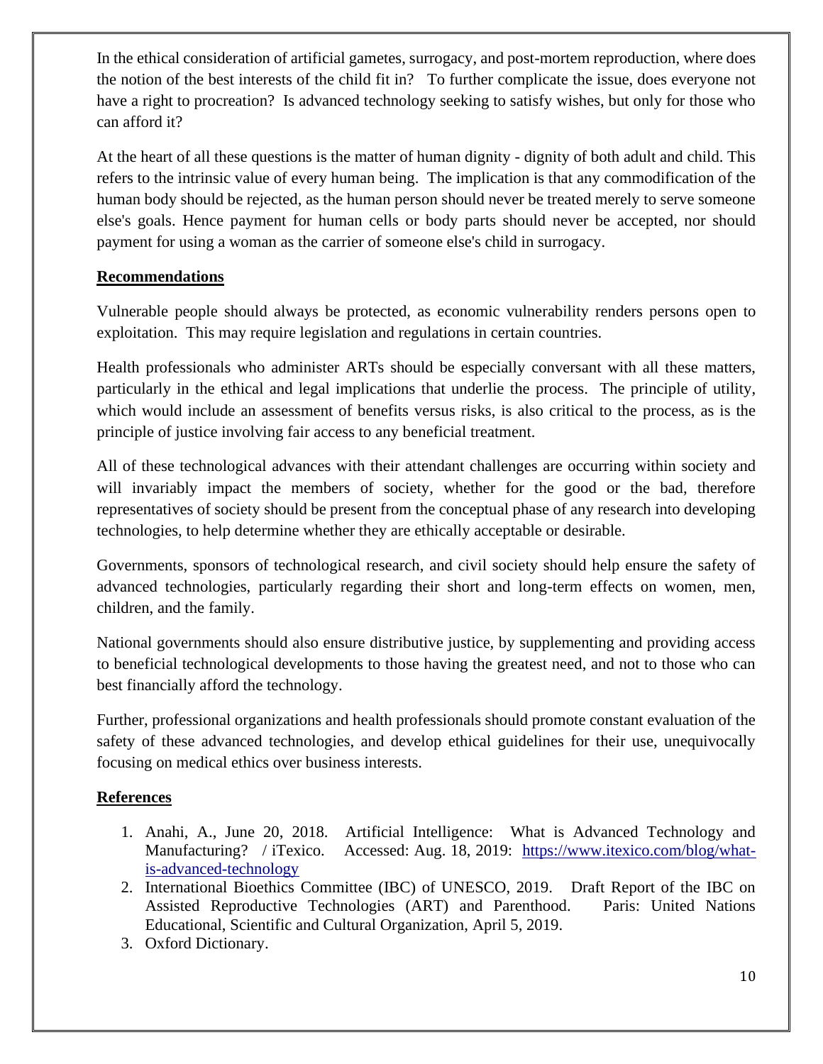In the ethical consideration of artificial gametes, surrogacy, and post-mortem reproduction, where does the notion of the best interests of the child fit in? To further complicate the issue, does everyone not have a right to procreation? Is advanced technology seeking to satisfy wishes, but only for those who can afford it?

At the heart of all these questions is the matter of human dignity - dignity of both adult and child. This refers to the intrinsic value of every human being. The implication is that any commodification of the human body should be rejected, as the human person should never be treated merely to serve someone else's goals. Hence payment for human cells or body parts should never be accepted, nor should payment for using a woman as the carrier of someone else's child in surrogacy.

## Recommendations

Vulnerable people should always be protected, as economic vulnerability renders persons open to exploitation. This may require legislation and regulations in certain countries.

Health professionals who administer ARTs should be especially conversant with all these matters, particularly in the ethical and legal implications that underlie the process. The principle of utility, which would include an assessment of benefits versus risks, is also critical to the process, as is the principle of justice involving fair access to any beneficial treatment.

All of these technological advances with their attendant challenges are occurring within society and will invariably impact the members of society, whether for the good or the bad, therefore representatives of society should be present from the conceptual phase of any research into developing technologies, to help determine whether they are ethically acceptable or desirable.

Governments, sponsors of technological research, and civil society should help ensure the safety of advanced technologies, particularly regarding their short and long-term effects on women, men, children, and the family.

National governments should also ensure distributive justice, by supplementing and providing access to beneficial technological developments to those having the greatest need, and not to those who can best financially afford the technology.

Further, professional organizations and health professionals should promote constant evaluation of the safety of these advanced technologies, and develop ethical guidelines for their use, unequivocally focusing on medical ethics over business interests.

## References

1. Anahi, A., June 20, 2018. Artificial Intelligence: What is Advanced Technology and Manufacturing? / iTexico. Accessed: Aug. 18, 2019: [https://www.itexico.com/blog/what-is-advanced-technology](https://www.itexico.com/blog/what-is-advanced-technology)
2. International Bioethics Committee (IBC) of UNESCO, 2019. Draft Report of the IBC on Assisted Reproductive Technologies (ART) and Parenthood. Paris: United Nations Educational, Scientific and Cultural Organization, April 5, 2019.
3. Oxford Dictionary.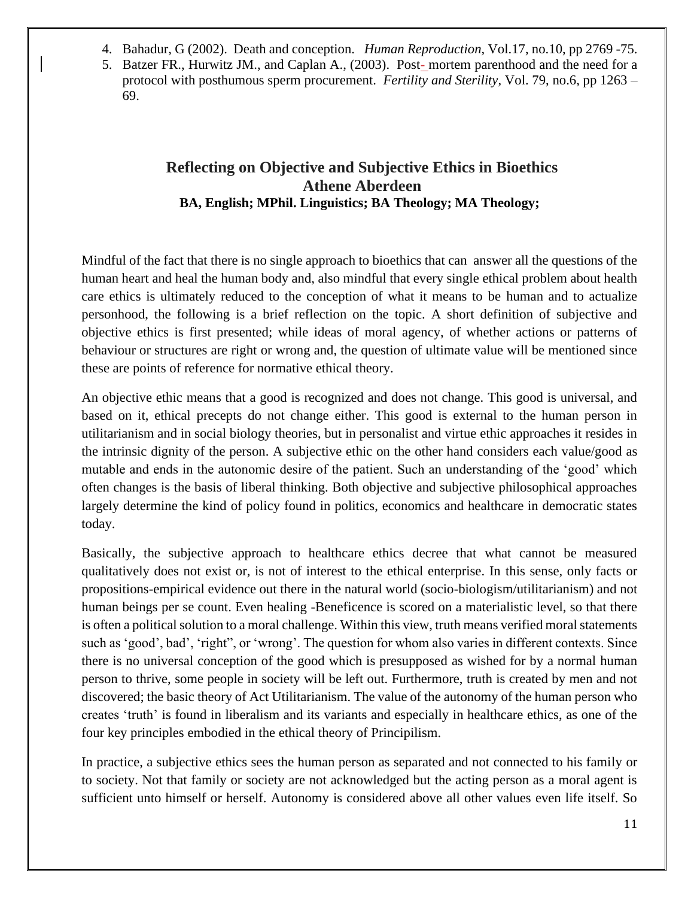4. Bahadur, G (2002). Death and conception. *Human Reproduction*, Vol.17, no.10, pp 2769 -75.
5. Batzer FR., Hurwitz JM., and Caplan A., (2003). Post- mortem parenthood and the need for a protocol with posthumous sperm procurement. *Fertility and Sterility*, Vol. 79, no.6, pp 1263 – 69.

## Reflecting on Objective and Subjective Ethics in Bioethics

**Athene Aberdeen**

**BA, English; MPhil. Linguistics; BA Theology; MA Theology;**

Mindful of the fact that there is no single approach to bioethics that can answer all the questions of the human heart and heal the human body and, also mindful that every single ethical problem about health care ethics is ultimately reduced to the conception of what it means to be human and to actualize personhood, the following is a brief reflection on the topic. A short definition of subjective and objective ethics is first presented; while ideas of moral agency, of whether actions or patterns of behaviour or structures are right or wrong and, the question of ultimate value will be mentioned since these are points of reference for normative ethical theory.

An objective ethic means that a good is recognized and does not change. This good is universal, and based on it, ethical precepts do not change either. This good is external to the human person in utilitarianism and in social biology theories, but in personalist and virtue ethic approaches it resides in the intrinsic dignity of the person. A subjective ethic on the other hand considers each value/good as mutable and ends in the autonomic desire of the patient. Such an understanding of the 'good' which often changes is the basis of liberal thinking. Both objective and subjective philosophical approaches largely determine the kind of policy found in politics, economics and healthcare in democratic states today.

Basically, the subjective approach to healthcare ethics decree that what cannot be measured qualitatively does not exist or, is not of interest to the ethical enterprise. In this sense, only facts or propositions-empirical evidence out there in the natural world (socio-biologism/utilitarianism) and not human beings per se count. Even healing -Beneficence is scored on a materialistic level, so that there is often a political solution to a moral challenge. Within this view, truth means verified moral statements such as 'good', bad', 'right", or 'wrong'. The question for whom also varies in different contexts. Since there is no universal conception of the good which is presupposed as wished for by a normal human person to thrive, some people in society will be left out. Furthermore, truth is created by men and not discovered; the basic theory of Act Utilitarianism. The value of the autonomy of the human person who creates 'truth' is found in liberalism and its variants and especially in healthcare ethics, as one of the four key principles embodied in the ethical theory of Principilism.

In practice, a subjective ethics sees the human person as separated and not connected to his family or to society. Not that family or society are not acknowledged but the acting person as a moral agent is sufficient unto himself or herself. Autonomy is considered above all other values even life itself. So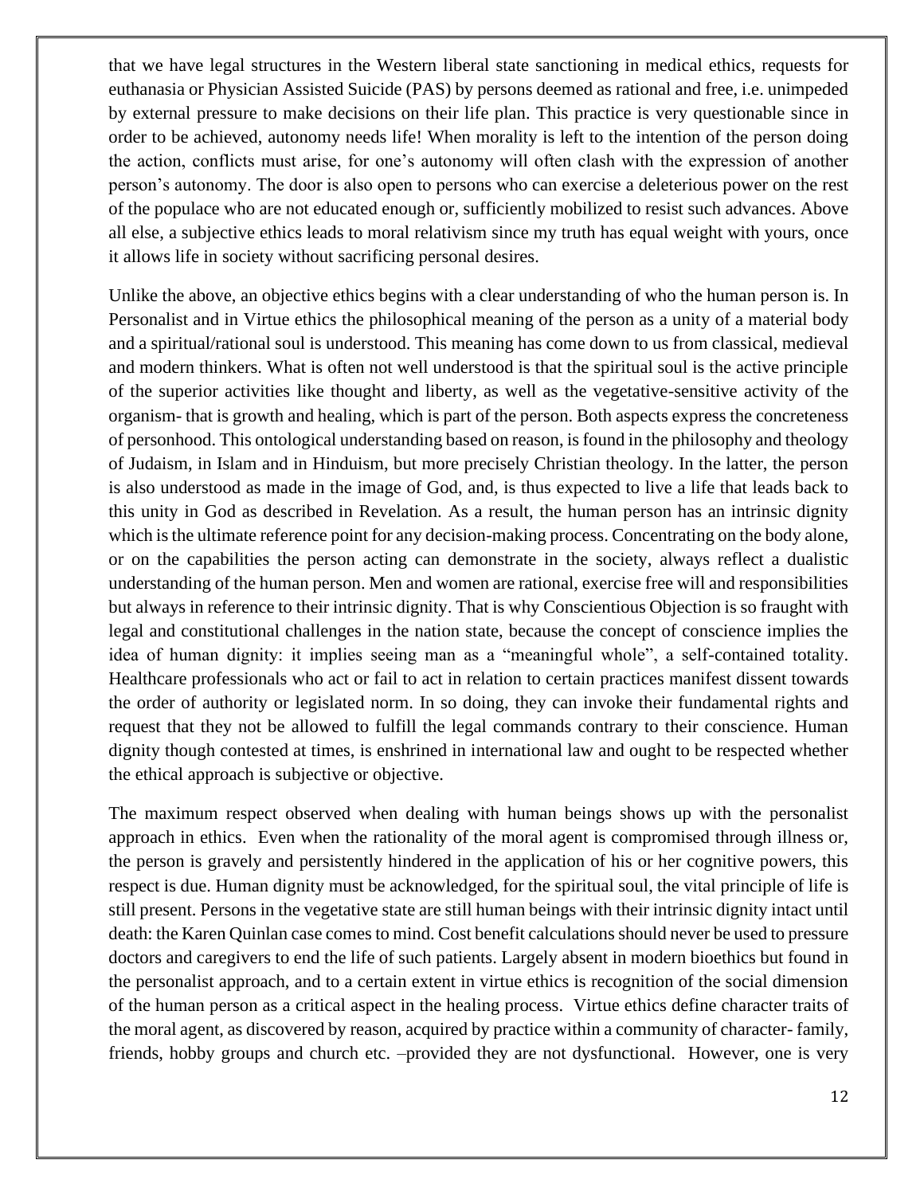that we have legal structures in the Western liberal state sanctioning in medical ethics, requests for euthanasia or Physician Assisted Suicide (PAS) by persons deemed as rational and free, i.e. unimpeded by external pressure to make decisions on their life plan. This practice is very questionable since in order to be achieved, autonomy needs life! When morality is left to the intention of the person doing the action, conflicts must arise, for one's autonomy will often clash with the expression of another person's autonomy. The door is also open to persons who can exercise a deleterious power on the rest of the populace who are not educated enough or, sufficiently mobilized to resist such advances. Above all else, a subjective ethics leads to moral relativism since my truth has equal weight with yours, once it allows life in society without sacrificing personal desires.

Unlike the above, an objective ethics begins with a clear understanding of who the human person is. In Personalist and in Virtue ethics the philosophical meaning of the person as a unity of a material body and a spiritual/rational soul is understood. This meaning has come down to us from classical, medieval and modern thinkers. What is often not well understood is that the spiritual soul is the active principle of the superior activities like thought and liberty, as well as the vegetative-sensitive activity of the organism- that is growth and healing, which is part of the person. Both aspects express the concreteness of personhood. This ontological understanding based on reason, is found in the philosophy and theology of Judaism, in Islam and in Hinduism, but more precisely Christian theology. In the latter, the person is also understood as made in the image of God, and, is thus expected to live a life that leads back to this unity in God as described in Revelation. As a result, the human person has an intrinsic dignity which is the ultimate reference point for any decision-making process. Concentrating on the body alone, or on the capabilities the person acting can demonstrate in the society, always reflect a dualistic understanding of the human person. Men and women are rational, exercise free will and responsibilities but always in reference to their intrinsic dignity. That is why Conscientious Objection is so fraught with legal and constitutional challenges in the nation state, because the concept of conscience implies the idea of human dignity: it implies seeing man as a "meaningful whole", a self-contained totality. Healthcare professionals who act or fail to act in relation to certain practices manifest dissent towards the order of authority or legislated norm. In so doing, they can invoke their fundamental rights and request that they not be allowed to fulfill the legal commands contrary to their conscience. Human dignity though contested at times, is enshrined in international law and ought to be respected whether the ethical approach is subjective or objective.

The maximum respect observed when dealing with human beings shows up with the personalist approach in ethics. Even when the rationality of the moral agent is compromised through illness or, the person is gravely and persistently hindered in the application of his or her cognitive powers, this respect is due. Human dignity must be acknowledged, for the spiritual soul, the vital principle of life is still present. Persons in the vegetative state are still human beings with their intrinsic dignity intact until death: the Karen Quinlan case comes to mind. Cost benefit calculations should never be used to pressure doctors and caregivers to end the life of such patients. Largely absent in modern bioethics but found in the personalist approach, and to a certain extent in virtue ethics is recognition of the social dimension of the human person as a critical aspect in the healing process. Virtue ethics define character traits of the moral agent, as discovered by reason, acquired by practice within a community of character- family, friends, hobby groups and church etc. –provided they are not dysfunctional. However, one is very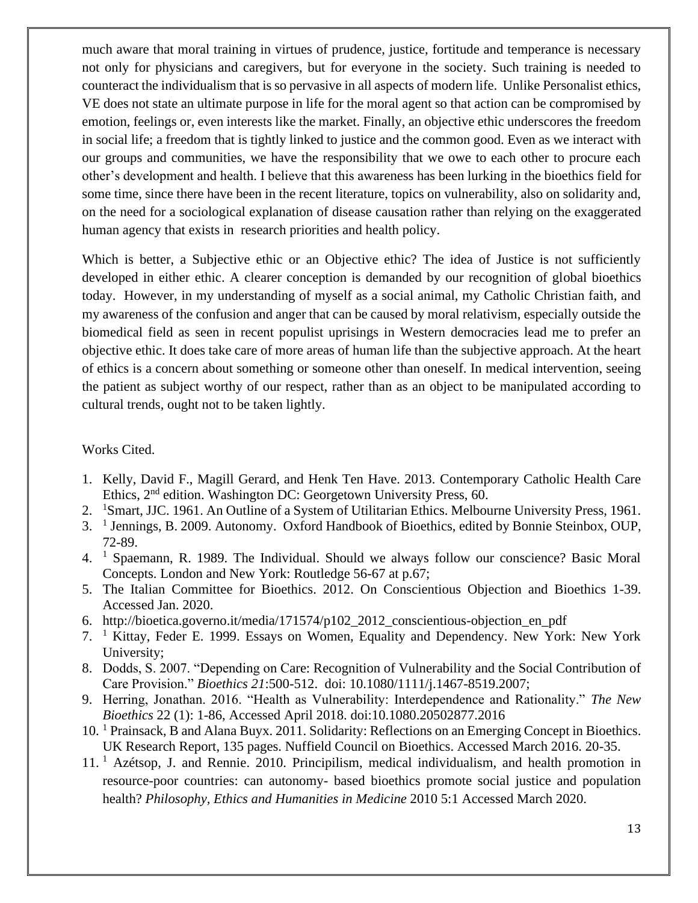much aware that moral training in virtues of prudence, justice, fortitude and temperance is necessary not only for physicians and caregivers, but for everyone in the society. Such training is needed to counteract the individualism that is so pervasive in all aspects of modern life. Unlike Personalist ethics, VE does not state an ultimate purpose in life for the moral agent so that action can be compromised by emotion, feelings or, even interests like the market. Finally, an objective ethic underscores the freedom in social life; a freedom that is tightly linked to justice and the common good. Even as we interact with our groups and communities, we have the responsibility that we owe to each other to procure each other's development and health. I believe that this awareness has been lurking in the bioethics field for some time, since there have been in the recent literature, topics on vulnerability, also on solidarity and, on the need for a sociological explanation of disease causation rather than relying on the exaggerated human agency that exists in research priorities and health policy.

Which is better, a Subjective ethic or an Objective ethic? The idea of Justice is not sufficiently developed in either ethic. A clearer conception is demanded by our recognition of global bioethics today. However, in my understanding of myself as a social animal, my Catholic Christian faith, and my awareness of the confusion and anger that can be caused by moral relativism, especially outside the biomedical field as seen in recent populist uprisings in Western democracies lead me to prefer an objective ethic. It does take care of more areas of human life than the subjective approach. At the heart of ethics is a concern about something or someone other than oneself. In medical intervention, seeing the patient as subject worthy of our respect, rather than as an object to be manipulated according to cultural trends, ought not to be taken lightly.

Works Cited.

1. Kelly, David F., Magill Gerard, and Henk Ten Have. 2013. Contemporary Catholic Health Care Ethics, 2nd edition. Washington DC: Georgetown University Press, 60.
2. [1]Smart, JJC. 1961. An Outline of a System of Utilitarian Ethics. Melbourne University Press, 1961.
3. [1] Jennings, B. 2009. Autonomy. Oxford Handbook of Bioethics, edited by Bonnie Steinbox, OUP, 72-89.
4. [1] Spaemann, R. 1989. The Individual. Should we always follow our conscience? Basic Moral Concepts. London and New York: Routledge 56-67 at p.67;
5. The Italian Committee for Bioethics. 2012. On Conscientious Objection and Bioethics 1-39. Accessed Jan. 2020.
6. http://bioetica.governo.it/media/171574/p102_2012_conscientious-objection_en_pdf
7. [1] Kittay, Feder E. 1999. Essays on Women, Equality and Dependency. New York: New York University;
8. Dodds, S. 2007. "Depending on Care: Recognition of Vulnerability and the Social Contribution of Care Provision." *Bioethics 21*:500-512. doi: 10.1080/1111/j.1467-8519.2007;
9. Herring, Jonathan. 2016. "Health as Vulnerability: Interdependence and Rationality." *The New Bioethics* 22 (1): 1-86, Accessed April 2018. doi:10.1080.20502877.2016
10. [1] Prainsack, B and Alana Buyx. 2011. Solidarity: Reflections on an Emerging Concept in Bioethics. UK Research Report, 135 pages. Nuffield Council on Bioethics. Accessed March 2016. 20-35.
11. [1] Azétsop, J. and Rennie. 2010. Principilism, medical individualism, and health promotion in resource-poor countries: can autonomy- based bioethics promote social justice and population health? *Philosophy, Ethics and Humanities in Medicine* 2010 5:1 Accessed March 2020.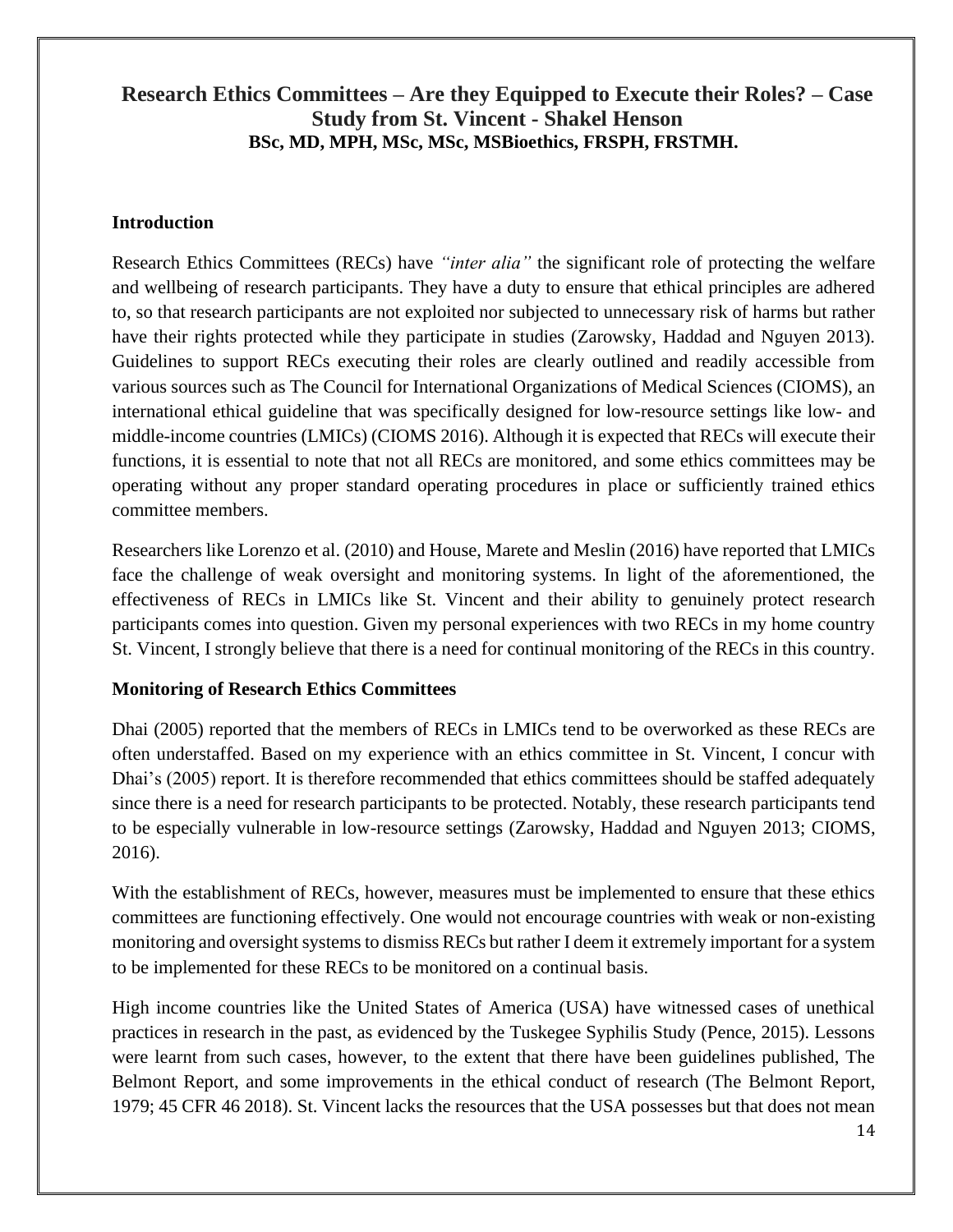## Research Ethics Committees – Are they Equipped to Execute their Roles? – Case Study from St. Vincent - Shakel Henson

**BSc, MD, MPH, MSc, MSc, MSBioethics, FRSPH, FRSTMH.**

### Introduction

Research Ethics Committees (RECs) have *"inter alia"* the significant role of protecting the welfare and wellbeing of research participants. They have a duty to ensure that ethical principles are adhered to, so that research participants are not exploited nor subjected to unnecessary risk of harms but rather have their rights protected while they participate in studies (Zarowsky, Haddad and Nguyen 2013). Guidelines to support RECs executing their roles are clearly outlined and readily accessible from various sources such as The Council for International Organizations of Medical Sciences (CIOMS), an international ethical guideline that was specifically designed for low-resource settings like low- and middle-income countries (LMICs) (CIOMS 2016). Although it is expected that RECs will execute their functions, it is essential to note that not all RECs are monitored, and some ethics committees may be operating without any proper standard operating procedures in place or sufficiently trained ethics committee members.

Researchers like Lorenzo et al. (2010) and House, Marete and Meslin (2016) have reported that LMICs face the challenge of weak oversight and monitoring systems. In light of the aforementioned, the effectiveness of RECs in LMICs like St. Vincent and their ability to genuinely protect research participants comes into question. Given my personal experiences with two RECs in my home country St. Vincent, I strongly believe that there is a need for continual monitoring of the RECs in this country.

### Monitoring of Research Ethics Committees

Dhai (2005) reported that the members of RECs in LMICs tend to be overworked as these RECs are often understaffed. Based on my experience with an ethics committee in St. Vincent, I concur with Dhai's (2005) report. It is therefore recommended that ethics committees should be staffed adequately since there is a need for research participants to be protected. Notably, these research participants tend to be especially vulnerable in low-resource settings (Zarowsky, Haddad and Nguyen 2013; CIOMS, 2016).

With the establishment of RECs, however, measures must be implemented to ensure that these ethics committees are functioning effectively. One would not encourage countries with weak or non-existing monitoring and oversight systems to dismiss RECs but rather I deem it extremely important for a system to be implemented for these RECs to be monitored on a continual basis.

High income countries like the United States of America (USA) have witnessed cases of unethical practices in research in the past, as evidenced by the Tuskegee Syphilis Study (Pence, 2015). Lessons were learnt from such cases, however, to the extent that there have been guidelines published, The Belmont Report, and some improvements in the ethical conduct of research (The Belmont Report, 1979; 45 CFR 46 2018). St. Vincent lacks the resources that the USA possesses but that does not mean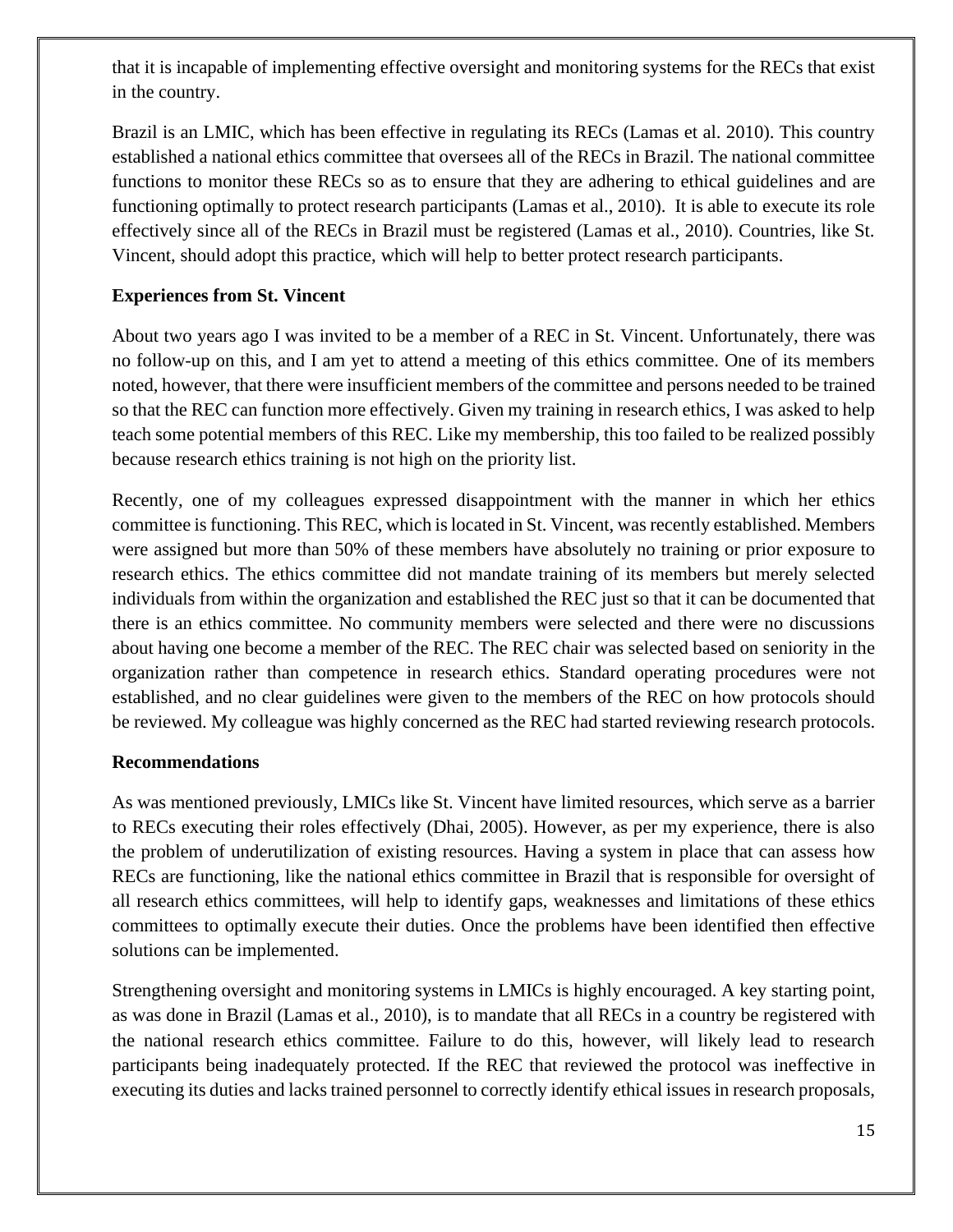that it is incapable of implementing effective oversight and monitoring systems for the RECs that exist in the country.

Brazil is an LMIC, which has been effective in regulating its RECs (Lamas et al. 2010). This country established a national ethics committee that oversees all of the RECs in Brazil. The national committee functions to monitor these RECs so as to ensure that they are adhering to ethical guidelines and are functioning optimally to protect research participants (Lamas et al., 2010). It is able to execute its role effectively since all of the RECs in Brazil must be registered (Lamas et al., 2010). Countries, like St. Vincent, should adopt this practice, which will help to better protect research participants.

**Experiences from St. Vincent**

About two years ago I was invited to be a member of a REC in St. Vincent. Unfortunately, there was no follow-up on this, and I am yet to attend a meeting of this ethics committee. One of its members noted, however, that there were insufficient members of the committee and persons needed to be trained so that the REC can function more effectively. Given my training in research ethics, I was asked to help teach some potential members of this REC. Like my membership, this too failed to be realized possibly because research ethics training is not high on the priority list.

Recently, one of my colleagues expressed disappointment with the manner in which her ethics committee is functioning. This REC, which is located in St. Vincent, was recently established. Members were assigned but more than 50% of these members have absolutely no training or prior exposure to research ethics. The ethics committee did not mandate training of its members but merely selected individuals from within the organization and established the REC just so that it can be documented that there is an ethics committee. No community members were selected and there were no discussions about having one become a member of the REC. The REC chair was selected based on seniority in the organization rather than competence in research ethics. Standard operating procedures were not established, and no clear guidelines were given to the members of the REC on how protocols should be reviewed. My colleague was highly concerned as the REC had started reviewing research protocols.

**Recommendations**

As was mentioned previously, LMICs like St. Vincent have limited resources, which serve as a barrier to RECs executing their roles effectively (Dhai, 2005). However, as per my experience, there is also the problem of underutilization of existing resources. Having a system in place that can assess how RECs are functioning, like the national ethics committee in Brazil that is responsible for oversight of all research ethics committees, will help to identify gaps, weaknesses and limitations of these ethics committees to optimally execute their duties. Once the problems have been identified then effective solutions can be implemented.

Strengthening oversight and monitoring systems in LMICs is highly encouraged. A key starting point, as was done in Brazil (Lamas et al., 2010), is to mandate that all RECs in a country be registered with the national research ethics committee. Failure to do this, however, will likely lead to research participants being inadequately protected. If the REC that reviewed the protocol was ineffective in executing its duties and lacks trained personnel to correctly identify ethical issues in research proposals,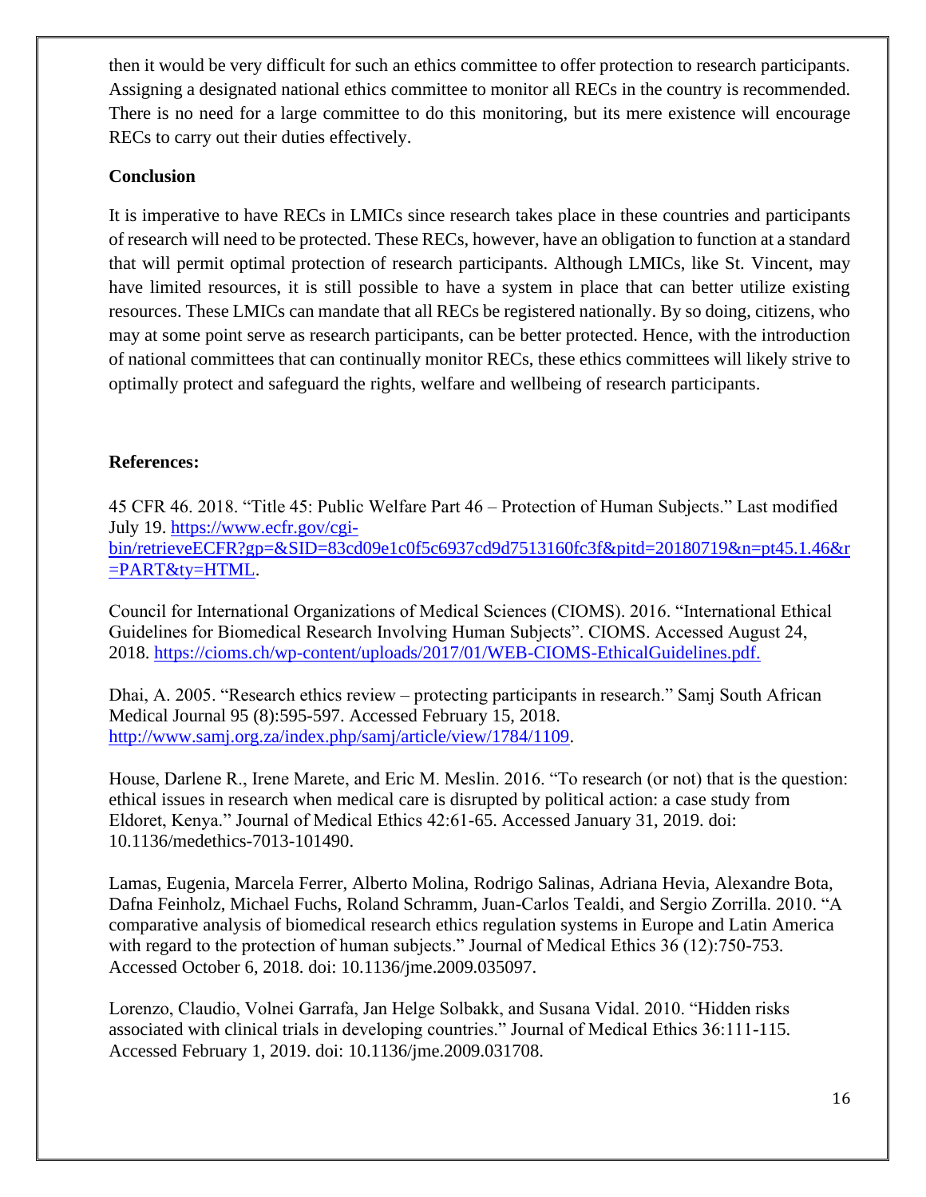then it would be very difficult for such an ethics committee to offer protection to research participants. Assigning a designated national ethics committee to monitor all RECs in the country is recommended. There is no need for a large committee to do this monitoring, but its mere existence will encourage RECs to carry out their duties effectively.

**Conclusion**

It is imperative to have RECs in LMICs since research takes place in these countries and participants of research will need to be protected. These RECs, however, have an obligation to function at a standard that will permit optimal protection of research participants. Although LMICs, like St. Vincent, may have limited resources, it is still possible to have a system in place that can better utilize existing resources. These LMICs can mandate that all RECs be registered nationally. By so doing, citizens, who may at some point serve as research participants, can be better protected. Hence, with the introduction of national committees that can continually monitor RECs, these ethics committees will likely strive to optimally protect and safeguard the rights, welfare and wellbeing of research participants.

**References:**

45 CFR 46. 2018. "Title 45: Public Welfare Part 46 – Protection of Human Subjects." Last modified July 19. https://www.ecfr.gov/cgi-bin/retrieveECFR?gp=&SID=83cd09e1c0f5c6937cd9d7513160fc3f&pitd=20180719&n=pt45.1.46&r=PART&ty=HTML.

Council for International Organizations of Medical Sciences (CIOMS). 2016. "International Ethical Guidelines for Biomedical Research Involving Human Subjects". CIOMS. Accessed August 24, 2018. https://cioms.ch/wp-content/uploads/2017/01/WEB-CIOMS-EthicalGuidelines.pdf.

Dhai, A. 2005. "Research ethics review – protecting participants in research." Samj South African Medical Journal 95 (8):595-597. Accessed February 15, 2018. http://www.samj.org.za/index.php/samj/article/view/1784/1109.

House, Darlene R., Irene Marete, and Eric M. Meslin. 2016. "To research (or not) that is the question: ethical issues in research when medical care is disrupted by political action: a case study from Eldoret, Kenya." Journal of Medical Ethics 42:61-65. Accessed January 31, 2019. doi: 10.1136/medethics-7013-101490.

Lamas, Eugenia, Marcela Ferrer, Alberto Molina, Rodrigo Salinas, Adriana Hevia, Alexandre Bota, Dafna Feinholz, Michael Fuchs, Roland Schramm, Juan-Carlos Tealdi, and Sergio Zorrilla. 2010. "A comparative analysis of biomedical research ethics regulation systems in Europe and Latin America with regard to the protection of human subjects." Journal of Medical Ethics 36 (12):750-753. Accessed October 6, 2018. doi: 10.1136/jme.2009.035097.

Lorenzo, Claudio, Volnei Garrafa, Jan Helge Solbakk, and Susana Vidal. 2010. "Hidden risks associated with clinical trials in developing countries." Journal of Medical Ethics 36:111-115. Accessed February 1, 2019. doi: 10.1136/jme.2009.031708.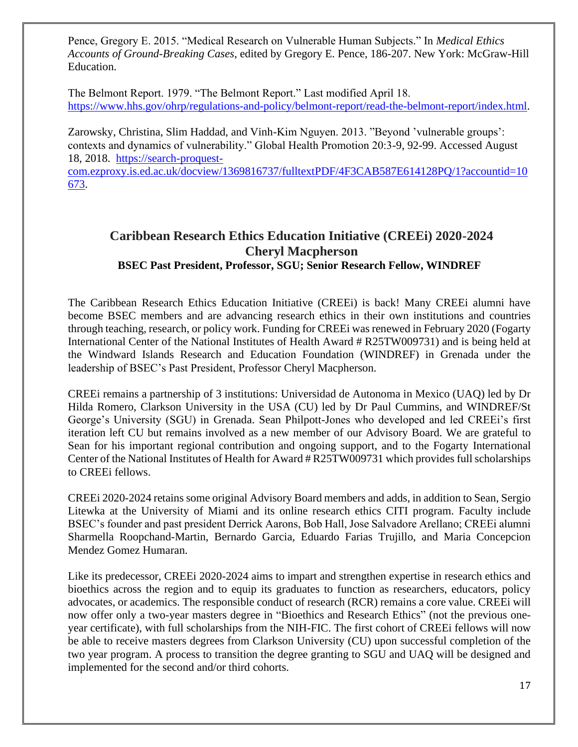Pence, Gregory E. 2015. "Medical Research on Vulnerable Human Subjects." In *Medical Ethics Accounts of Ground-Breaking Cases*, edited by Gregory E. Pence, 186-207. New York: McGraw-Hill Education.

The Belmont Report. 1979. "The Belmont Report." Last modified April 18. https://www.hhs.gov/ohrp/regulations-and-policy/belmont-report/read-the-belmont-report/index.html.

Zarowsky, Christina, Slim Haddad, and Vinh-Kim Nguyen. 2013. "Beyond 'vulnerable groups': contexts and dynamics of vulnerability." Global Health Promotion 20:3-9, 92-99. Accessed August 18, 2018. https://search-proquest-com.ezproxy.is.ed.ac.uk/docview/1369816737/fulltextPDF/4F3CAB587E614128PQ/1?accountid=10673.

## Caribbean Research Ethics Education Initiative (CREEi) 2020-2024
## Cheryl Macpherson
### BSEC Past President, Professor, SGU; Senior Research Fellow, WINDREF

The Caribbean Research Ethics Education Initiative (CREEi) is back! Many CREEi alumni have become BSEC members and are advancing research ethics in their own institutions and countries through teaching, research, or policy work. Funding for CREEi was renewed in February 2020 (Fogarty International Center of the National Institutes of Health Award # R25TW009731) and is being held at the Windward Islands Research and Education Foundation (WINDREF) in Grenada under the leadership of BSEC's Past President, Professor Cheryl Macpherson.

CREEi remains a partnership of 3 institutions: Universidad de Autonoma in Mexico (UAQ) led by Dr Hilda Romero, Clarkson University in the USA (CU) led by Dr Paul Cummins, and WINDREF/St George's University (SGU) in Grenada. Sean Philpott-Jones who developed and led CREEi's first iteration left CU but remains involved as a new member of our Advisory Board. We are grateful to Sean for his important regional contribution and ongoing support, and to the Fogarty International Center of the National Institutes of Health for Award # R25TW009731 which provides full scholarships to CREEi fellows.

CREEi 2020-2024 retains some original Advisory Board members and adds, in addition to Sean, Sergio Litewka at the University of Miami and its online research ethics CITI program. Faculty include BSEC's founder and past president Derrick Aarons, Bob Hall, Jose Salvadore Arellano; CREEi alumni Sharmella Roopchand-Martin, Bernardo Garcia, Eduardo Farias Trujillo, and Maria Concepcion Mendez Gomez Humaran.

Like its predecessor, CREEi 2020-2024 aims to impart and strengthen expertise in research ethics and bioethics across the region and to equip its graduates to function as researchers, educators, policy advocates, or academics. The responsible conduct of research (RCR) remains a core value. CREEi will now offer only a two-year masters degree in "Bioethics and Research Ethics" (not the previous one-year certificate), with full scholarships from the NIH-FIC. The first cohort of CREEi fellows will now be able to receive masters degrees from Clarkson University (CU) upon successful completion of the two year program. A process to transition the degree granting to SGU and UAQ will be designed and implemented for the second and/or third cohorts.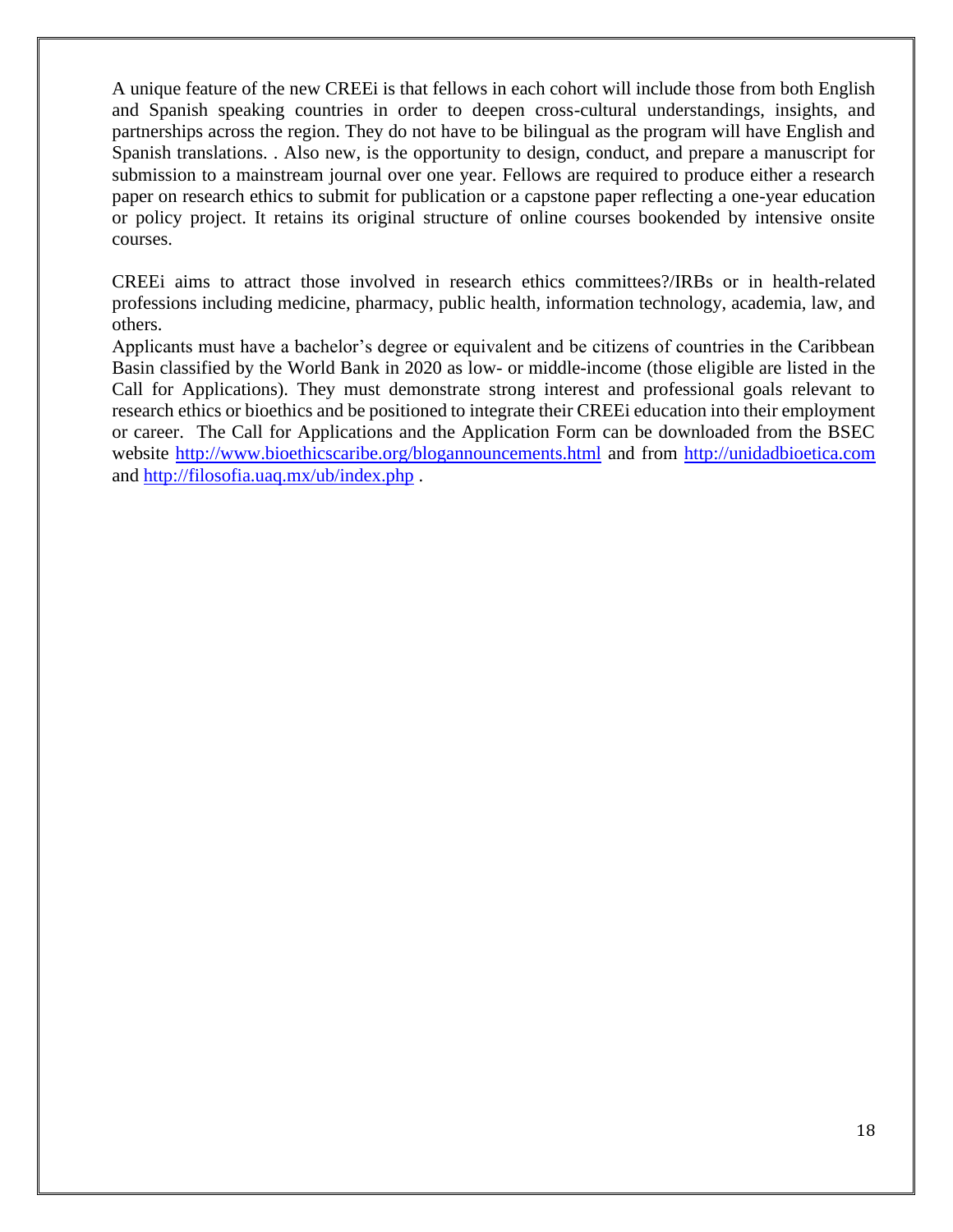A unique feature of the new CREEi is that fellows in each cohort will include those from both English and Spanish speaking countries in order to deepen cross-cultural understandings, insights, and partnerships across the region. They do not have to be bilingual as the program will have English and Spanish translations. . Also new, is the opportunity to design, conduct, and prepare a manuscript for submission to a mainstream journal over one year. Fellows are required to produce either a research paper on research ethics to submit for publication or a capstone paper reflecting a one-year education or policy project. It retains its original structure of online courses bookended by intensive onsite courses.

CREEi aims to attract those involved in research ethics committees?/IRBs or in health-related professions including medicine, pharmacy, public health, information technology, academia, law, and others.

Applicants must have a bachelor's degree or equivalent and be citizens of countries in the Caribbean Basin classified by the World Bank in 2020 as low- or middle-income (those eligible are listed in the Call for Applications). They must demonstrate strong interest and professional goals relevant to research ethics or bioethics and be positioned to integrate their CREEi education into their employment or career. The Call for Applications and the Application Form can be downloaded from the BSEC website http://www.bioethicscaribe.org/blogannouncements.html and from http://unidadbioetica.com and http://filosofia.uaq.mx/ub/index.php .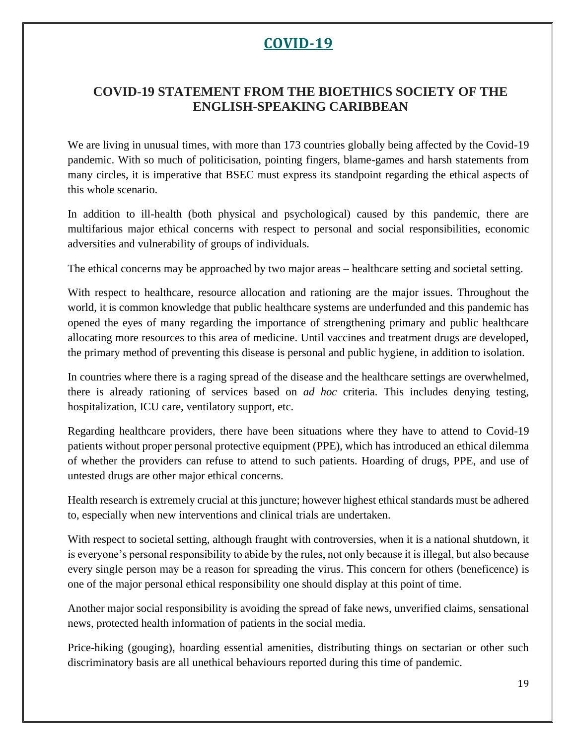# COVID-19

## COVID-19 STATEMENT FROM THE BIOETHICS SOCIETY OF THE ENGLISH-SPEAKING CARIBBEAN

We are living in unusual times, with more than 173 countries globally being affected by the Covid-19 pandemic. With so much of politicisation, pointing fingers, blame-games and harsh statements from many circles, it is imperative that BSEC must express its standpoint regarding the ethical aspects of this whole scenario.

In addition to ill-health (both physical and psychological) caused by this pandemic, there are multifarious major ethical concerns with respect to personal and social responsibilities, economic adversities and vulnerability of groups of individuals.

The ethical concerns may be approached by two major areas – healthcare setting and societal setting.

With respect to healthcare, resource allocation and rationing are the major issues. Throughout the world, it is common knowledge that public healthcare systems are underfunded and this pandemic has opened the eyes of many regarding the importance of strengthening primary and public healthcare allocating more resources to this area of medicine. Until vaccines and treatment drugs are developed, the primary method of preventing this disease is personal and public hygiene, in addition to isolation.

In countries where there is a raging spread of the disease and the healthcare settings are overwhelmed, there is already rationing of services based on *ad hoc* criteria. This includes denying testing, hospitalization, ICU care, ventilatory support, etc.

Regarding healthcare providers, there have been situations where they have to attend to Covid-19 patients without proper personal protective equipment (PPE), which has introduced an ethical dilemma of whether the providers can refuse to attend to such patients. Hoarding of drugs, PPE, and use of untested drugs are other major ethical concerns.

Health research is extremely crucial at this juncture; however highest ethical standards must be adhered to, especially when new interventions and clinical trials are undertaken.

With respect to societal setting, although fraught with controversies, when it is a national shutdown, it is everyone's personal responsibility to abide by the rules, not only because it is illegal, but also because every single person may be a reason for spreading the virus. This concern for others (beneficence) is one of the major personal ethical responsibility one should display at this point of time.

Another major social responsibility is avoiding the spread of fake news, unverified claims, sensational news, protected health information of patients in the social media.

Price-hiking (gouging), hoarding essential amenities, distributing things on sectarian or other such discriminatory basis are all unethical behaviours reported during this time of pandemic.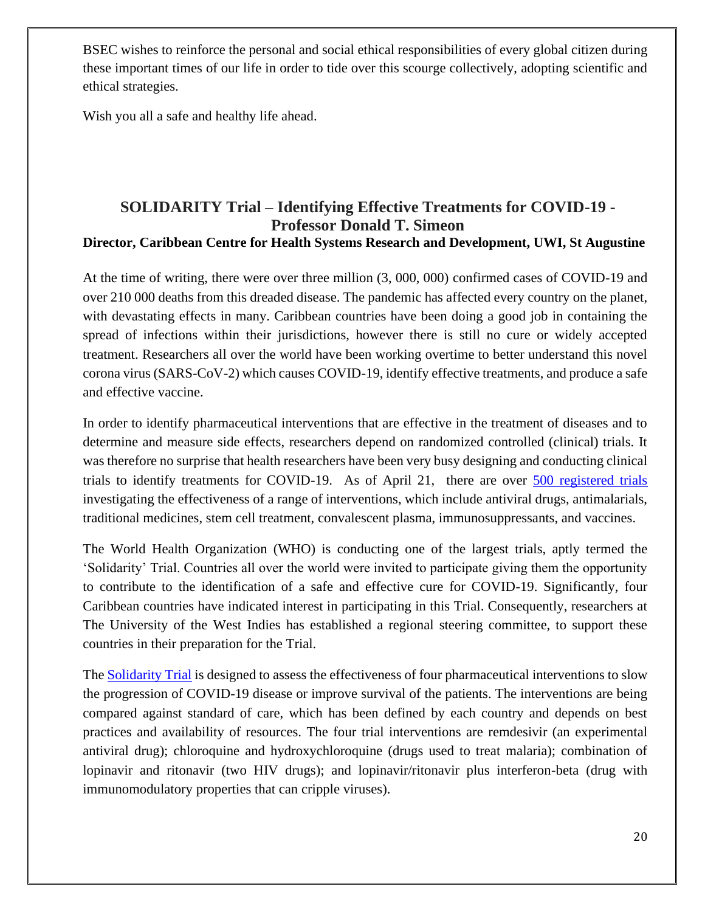BSEC wishes to reinforce the personal and social ethical responsibilities of every global citizen during these important times of our life in order to tide over this scourge collectively, adopting scientific and ethical strategies.

Wish you all a safe and healthy life ahead.

## SOLIDARITY Trial – Identifying Effective Treatments for COVID-19 - Professor Donald T. Simeon

**Director, Caribbean Centre for Health Systems Research and Development, UWI, St Augustine**

At the time of writing, there were over three million (3, 000, 000) confirmed cases of COVID-19 and over 210 000 deaths from this dreaded disease. The pandemic has affected every country on the planet, with devastating effects in many. Caribbean countries have been doing a good job in containing the spread of infections within their jurisdictions, however there is still no cure or widely accepted treatment. Researchers all over the world have been working overtime to better understand this novel corona virus (SARS-CoV-2) which causes COVID-19, identify effective treatments, and produce a safe and effective vaccine.

In order to identify pharmaceutical interventions that are effective in the treatment of diseases and to determine and measure side effects, researchers depend on randomized controlled (clinical) trials. It was therefore no surprise that health researchers have been very busy designing and conducting clinical trials to identify treatments for COVID-19. As of April 21, there are over 500 registered trials investigating the effectiveness of a range of interventions, which include antiviral drugs, antimalarials, traditional medicines, stem cell treatment, convalescent plasma, immunosuppressants, and vaccines.

The World Health Organization (WHO) is conducting one of the largest trials, aptly termed the 'Solidarity' Trial. Countries all over the world were invited to participate giving them the opportunity to contribute to the identification of a safe and effective cure for COVID-19. Significantly, four Caribbean countries have indicated interest in participating in this Trial. Consequently, researchers at The University of the West Indies has established a regional steering committee, to support these countries in their preparation for the Trial.

The Solidarity Trial is designed to assess the effectiveness of four pharmaceutical interventions to slow the progression of COVID-19 disease or improve survival of the patients. The interventions are being compared against standard of care, which has been defined by each country and depends on best practices and availability of resources. The four trial interventions are remdesivir (an experimental antiviral drug); chloroquine and hydroxychloroquine (drugs used to treat malaria); combination of lopinavir and ritonavir (two HIV drugs); and lopinavir/ritonavir plus interferon-beta (drug with immunomodulatory properties that can cripple viruses).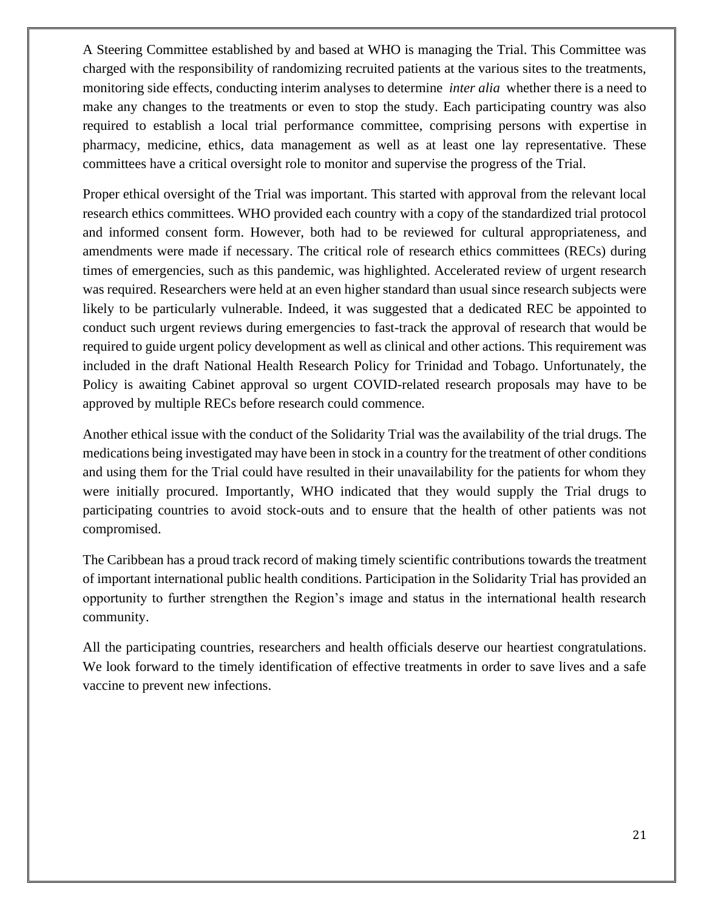A Steering Committee established by and based at WHO is managing the Trial. This Committee was charged with the responsibility of randomizing recruited patients at the various sites to the treatments, monitoring side effects, conducting interim analyses to determine *inter alia* whether there is a need to make any changes to the treatments or even to stop the study. Each participating country was also required to establish a local trial performance committee, comprising persons with expertise in pharmacy, medicine, ethics, data management as well as at least one lay representative. These committees have a critical oversight role to monitor and supervise the progress of the Trial.

Proper ethical oversight of the Trial was important. This started with approval from the relevant local research ethics committees. WHO provided each country with a copy of the standardized trial protocol and informed consent form. However, both had to be reviewed for cultural appropriateness, and amendments were made if necessary. The critical role of research ethics committees (RECs) during times of emergencies, such as this pandemic, was highlighted. Accelerated review of urgent research was required. Researchers were held at an even higher standard than usual since research subjects were likely to be particularly vulnerable. Indeed, it was suggested that a dedicated REC be appointed to conduct such urgent reviews during emergencies to fast-track the approval of research that would be required to guide urgent policy development as well as clinical and other actions. This requirement was included in the draft National Health Research Policy for Trinidad and Tobago. Unfortunately, the Policy is awaiting Cabinet approval so urgent COVID-related research proposals may have to be approved by multiple RECs before research could commence.

Another ethical issue with the conduct of the Solidarity Trial was the availability of the trial drugs. The medications being investigated may have been in stock in a country for the treatment of other conditions and using them for the Trial could have resulted in their unavailability for the patients for whom they were initially procured. Importantly, WHO indicated that they would supply the Trial drugs to participating countries to avoid stock-outs and to ensure that the health of other patients was not compromised.

The Caribbean has a proud track record of making timely scientific contributions towards the treatment of important international public health conditions. Participation in the Solidarity Trial has provided an opportunity to further strengthen the Region's image and status in the international health research community.

All the participating countries, researchers and health officials deserve our heartiest congratulations. We look forward to the timely identification of effective treatments in order to save lives and a safe vaccine to prevent new infections.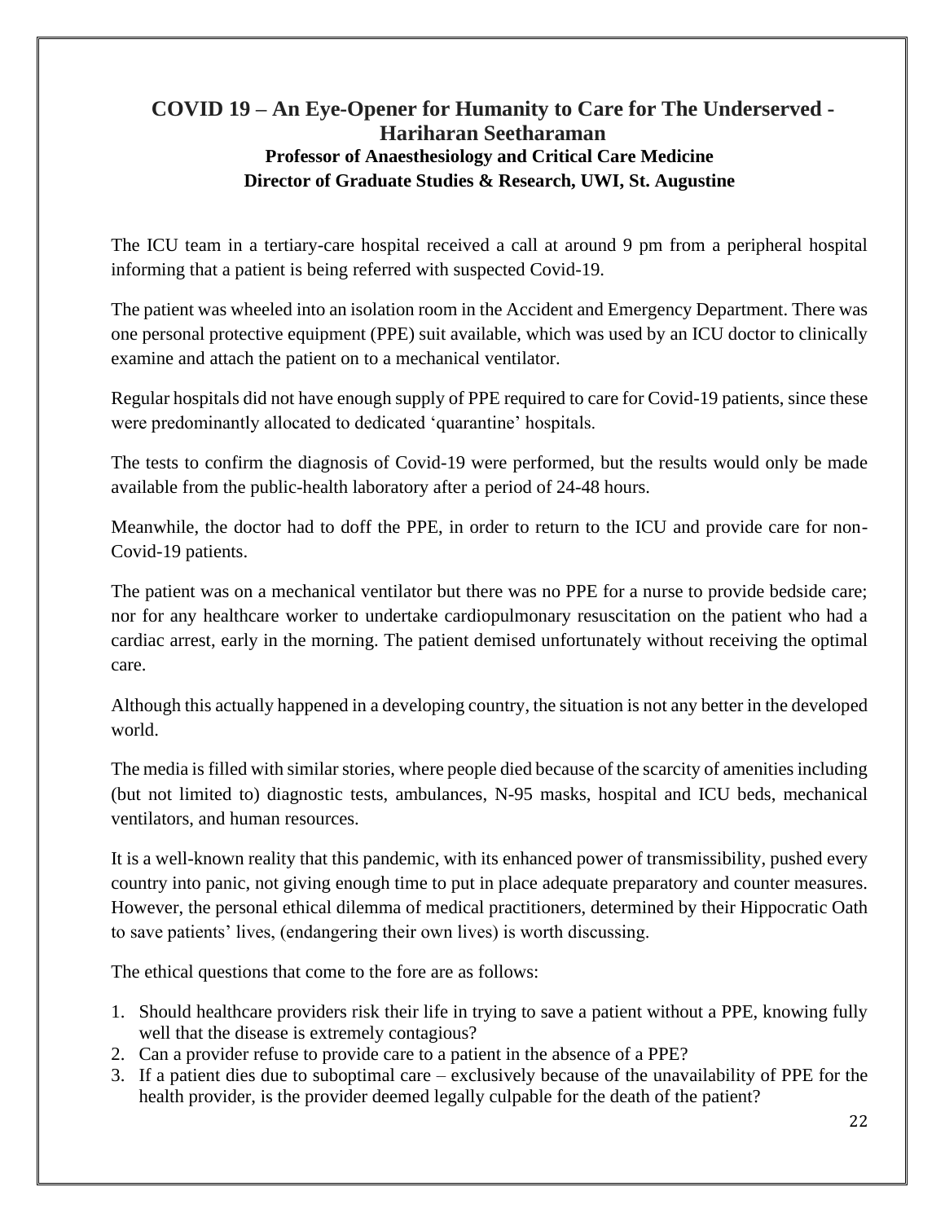## COVID 19 – An Eye-Opener for Humanity to Care for The Underserved - Hariharan Seetharaman

**Professor of Anaesthesiology and Critical Care Medicine**
**Director of Graduate Studies & Research, UWI, St. Augustine**

The ICU team in a tertiary-care hospital received a call at around 9 pm from a peripheral hospital informing that a patient is being referred with suspected Covid-19.

The patient was wheeled into an isolation room in the Accident and Emergency Department. There was one personal protective equipment (PPE) suit available, which was used by an ICU doctor to clinically examine and attach the patient on to a mechanical ventilator.

Regular hospitals did not have enough supply of PPE required to care for Covid-19 patients, since these were predominantly allocated to dedicated 'quarantine' hospitals.

The tests to confirm the diagnosis of Covid-19 were performed, but the results would only be made available from the public-health laboratory after a period of 24-48 hours.

Meanwhile, the doctor had to doff the PPE, in order to return to the ICU and provide care for non-Covid-19 patients.

The patient was on a mechanical ventilator but there was no PPE for a nurse to provide bedside care; nor for any healthcare worker to undertake cardiopulmonary resuscitation on the patient who had a cardiac arrest, early in the morning. The patient demised unfortunately without receiving the optimal care.

Although this actually happened in a developing country, the situation is not any better in the developed world.

The media is filled with similar stories, where people died because of the scarcity of amenities including (but not limited to) diagnostic tests, ambulances, N-95 masks, hospital and ICU beds, mechanical ventilators, and human resources.

It is a well-known reality that this pandemic, with its enhanced power of transmissibility, pushed every country into panic, not giving enough time to put in place adequate preparatory and counter measures. However, the personal ethical dilemma of medical practitioners, determined by their Hippocratic Oath to save patients' lives, (endangering their own lives) is worth discussing.

The ethical questions that come to the fore are as follows:

1. Should healthcare providers risk their life in trying to save a patient without a PPE, knowing fully well that the disease is extremely contagious?
2. Can a provider refuse to provide care to a patient in the absence of a PPE?
3. If a patient dies due to suboptimal care – exclusively because of the unavailability of PPE for the health provider, is the provider deemed legally culpable for the death of the patient?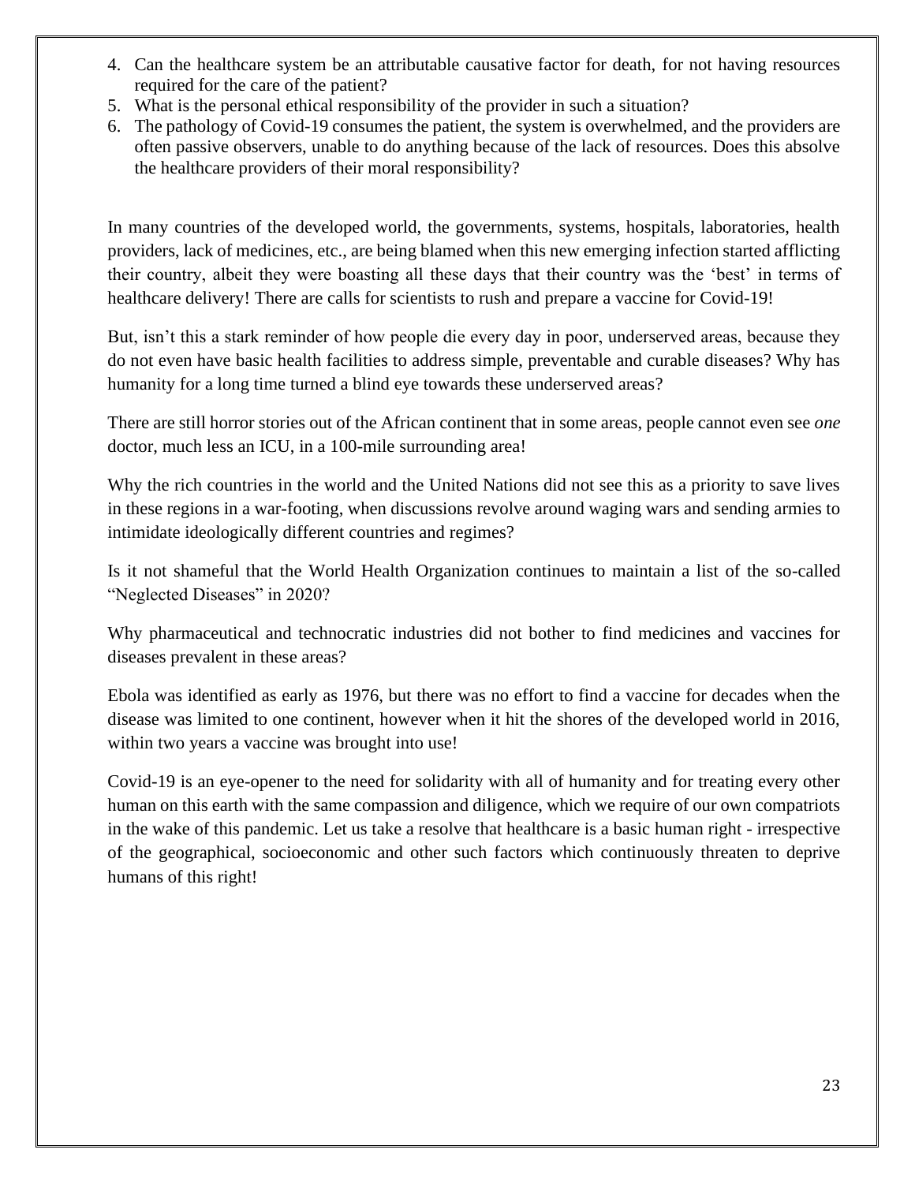4. Can the healthcare system be an attributable causative factor for death, for not having resources required for the care of the patient?
5. What is the personal ethical responsibility of the provider in such a situation?
6. The pathology of Covid-19 consumes the patient, the system is overwhelmed, and the providers are often passive observers, unable to do anything because of the lack of resources. Does this absolve the healthcare providers of their moral responsibility?

In many countries of the developed world, the governments, systems, hospitals, laboratories, health providers, lack of medicines, etc., are being blamed when this new emerging infection started afflicting their country, albeit they were boasting all these days that their country was the 'best' in terms of healthcare delivery! There are calls for scientists to rush and prepare a vaccine for Covid-19!

But, isn't this a stark reminder of how people die every day in poor, underserved areas, because they do not even have basic health facilities to address simple, preventable and curable diseases? Why has humanity for a long time turned a blind eye towards these underserved areas?

There are still horror stories out of the African continent that in some areas, people cannot even see *one* doctor, much less an ICU, in a 100-mile surrounding area!

Why the rich countries in the world and the United Nations did not see this as a priority to save lives in these regions in a war-footing, when discussions revolve around waging wars and sending armies to intimidate ideologically different countries and regimes?

Is it not shameful that the World Health Organization continues to maintain a list of the so-called "Neglected Diseases" in 2020?

Why pharmaceutical and technocratic industries did not bother to find medicines and vaccines for diseases prevalent in these areas?

Ebola was identified as early as 1976, but there was no effort to find a vaccine for decades when the disease was limited to one continent, however when it hit the shores of the developed world in 2016, within two years a vaccine was brought into use!

Covid-19 is an eye-opener to the need for solidarity with all of humanity and for treating every other human on this earth with the same compassion and diligence, which we require of our own compatriots in the wake of this pandemic. Let us take a resolve that healthcare is a basic human right - irrespective of the geographical, socioeconomic and other such factors which continuously threaten to deprive humans of this right!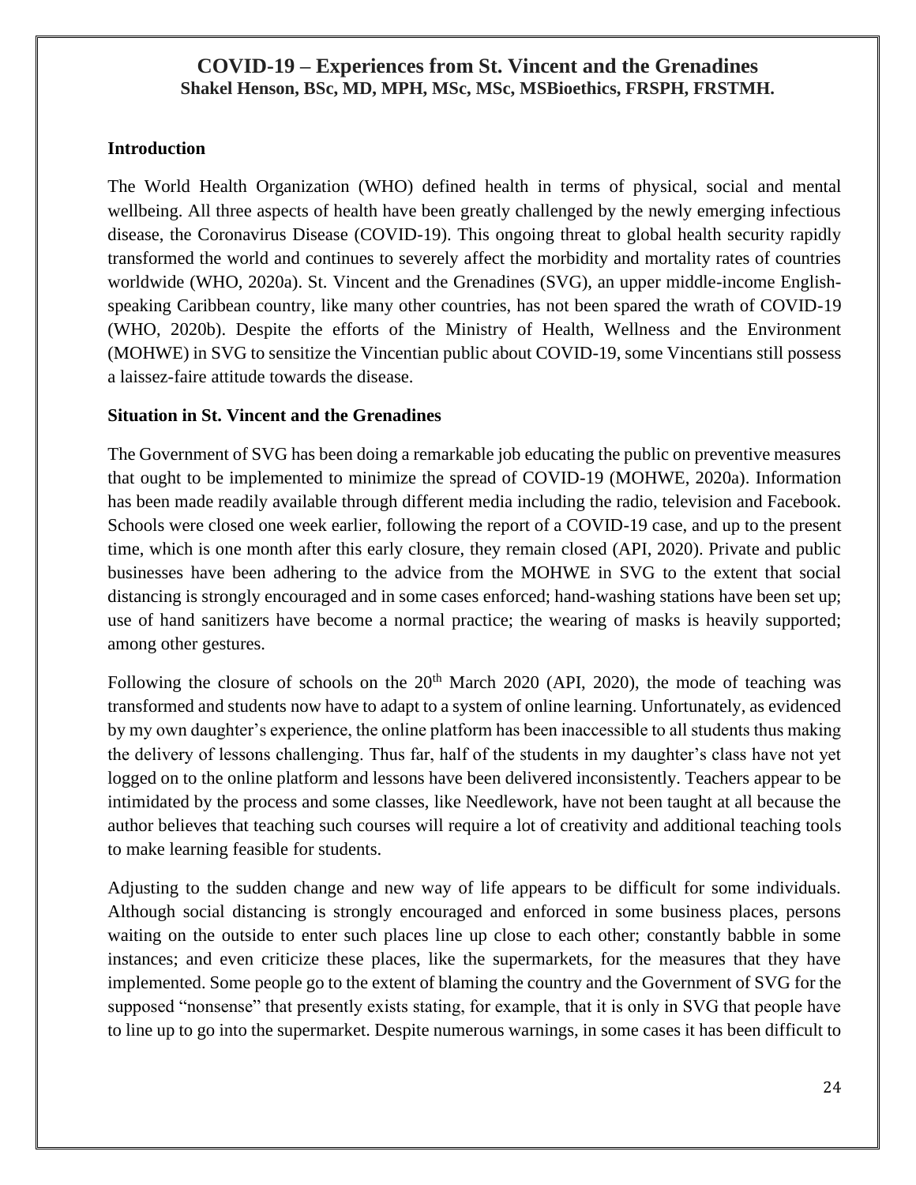# COVID-19 – Experiences from St. Vincent and the Grenadines

**Shakel Henson, BSc, MD, MPH, MSc, MSc, MSBioethics, FRSPH, FRSTMH.**

## Introduction

The World Health Organization (WHO) defined health in terms of physical, social and mental wellbeing. All three aspects of health have been greatly challenged by the newly emerging infectious disease, the Coronavirus Disease (COVID-19). This ongoing threat to global health security rapidly transformed the world and continues to severely affect the morbidity and mortality rates of countries worldwide (WHO, 2020a). St. Vincent and the Grenadines (SVG), an upper middle-income English-speaking Caribbean country, like many other countries, has not been spared the wrath of COVID-19 (WHO, 2020b). Despite the efforts of the Ministry of Health, Wellness and the Environment (MOHWE) in SVG to sensitize the Vincentian public about COVID-19, some Vincentians still possess a laissez-faire attitude towards the disease.

## Situation in St. Vincent and the Grenadines

The Government of SVG has been doing a remarkable job educating the public on preventive measures that ought to be implemented to minimize the spread of COVID-19 (MOHWE, 2020a). Information has been made readily available through different media including the radio, television and Facebook. Schools were closed one week earlier, following the report of a COVID-19 case, and up to the present time, which is one month after this early closure, they remain closed (API, 2020). Private and public businesses have been adhering to the advice from the MOHWE in SVG to the extent that social distancing is strongly encouraged and in some cases enforced; hand-washing stations have been set up; use of hand sanitizers have become a normal practice; the wearing of masks is heavily supported; among other gestures.

Following the closure of schools on the 20th March 2020 (API, 2020), the mode of teaching was transformed and students now have to adapt to a system of online learning. Unfortunately, as evidenced by my own daughter's experience, the online platform has been inaccessible to all students thus making the delivery of lessons challenging. Thus far, half of the students in my daughter's class have not yet logged on to the online platform and lessons have been delivered inconsistently. Teachers appear to be intimidated by the process and some classes, like Needlework, have not been taught at all because the author believes that teaching such courses will require a lot of creativity and additional teaching tools to make learning feasible for students.

Adjusting to the sudden change and new way of life appears to be difficult for some individuals. Although social distancing is strongly encouraged and enforced in some business places, persons waiting on the outside to enter such places line up close to each other; constantly babble in some instances; and even criticize these places, like the supermarkets, for the measures that they have implemented. Some people go to the extent of blaming the country and the Government of SVG for the supposed "nonsense" that presently exists stating, for example, that it is only in SVG that people have to line up to go into the supermarket. Despite numerous warnings, in some cases it has been difficult to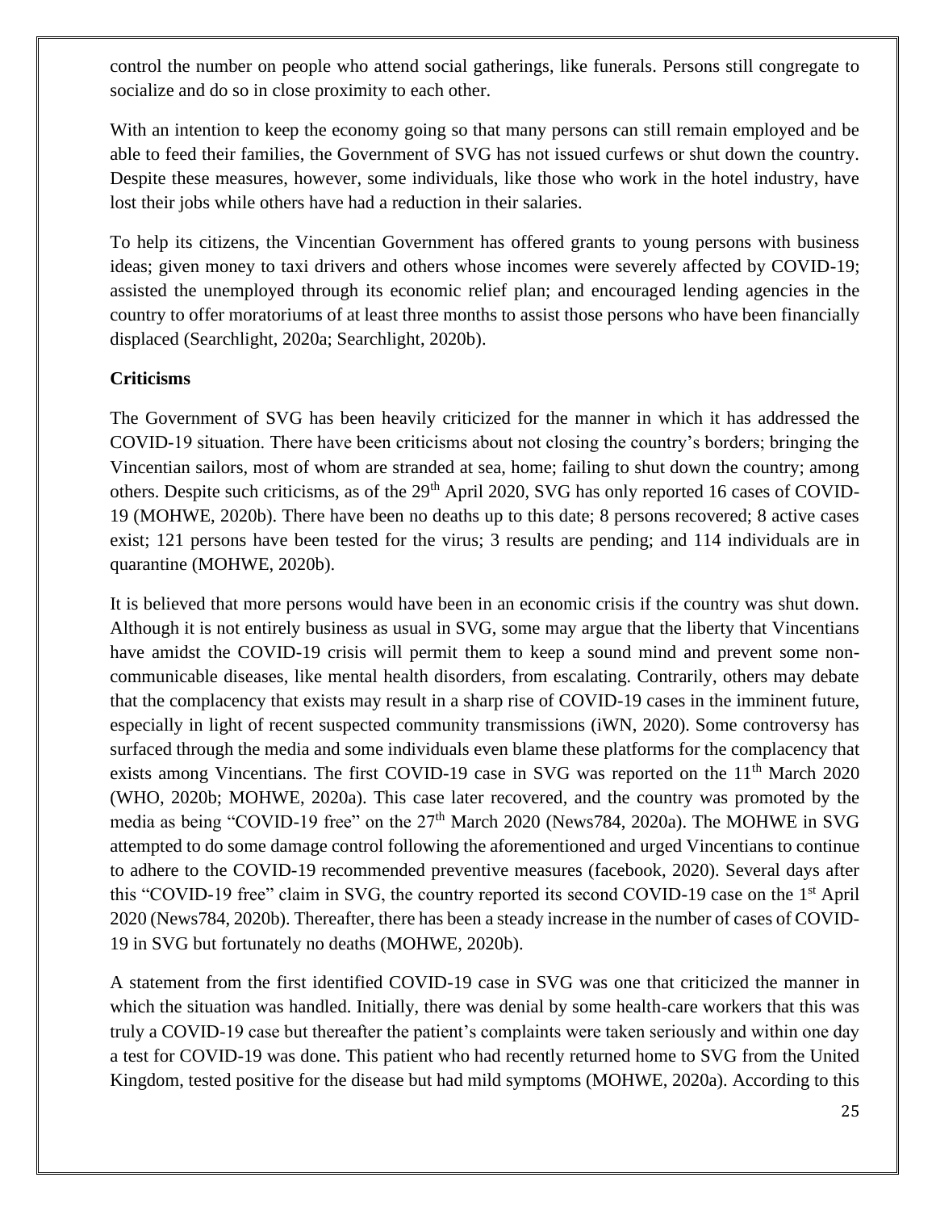control the number on people who attend social gatherings, like funerals. Persons still congregate to socialize and do so in close proximity to each other.

With an intention to keep the economy going so that many persons can still remain employed and be able to feed their families, the Government of SVG has not issued curfews or shut down the country. Despite these measures, however, some individuals, like those who work in the hotel industry, have lost their jobs while others have had a reduction in their salaries.

To help its citizens, the Vincentian Government has offered grants to young persons with business ideas; given money to taxi drivers and others whose incomes were severely affected by COVID-19; assisted the unemployed through its economic relief plan; and encouraged lending agencies in the country to offer moratoriums of at least three months to assist those persons who have been financially displaced (Searchlight, 2020a; Searchlight, 2020b).

**Criticisms**

The Government of SVG has been heavily criticized for the manner in which it has addressed the COVID-19 situation. There have been criticisms about not closing the country's borders; bringing the Vincentian sailors, most of whom are stranded at sea, home; failing to shut down the country; among others. Despite such criticisms, as of the 29th April 2020, SVG has only reported 16 cases of COVID-19 (MOHWE, 2020b). There have been no deaths up to this date; 8 persons recovered; 8 active cases exist; 121 persons have been tested for the virus; 3 results are pending; and 114 individuals are in quarantine (MOHWE, 2020b).

It is believed that more persons would have been in an economic crisis if the country was shut down. Although it is not entirely business as usual in SVG, some may argue that the liberty that Vincentians have amidst the COVID-19 crisis will permit them to keep a sound mind and prevent some non-communicable diseases, like mental health disorders, from escalating. Contrarily, others may debate that the complacency that exists may result in a sharp rise of COVID-19 cases in the imminent future, especially in light of recent suspected community transmissions (iWN, 2020). Some controversy has surfaced through the media and some individuals even blame these platforms for the complacency that exists among Vincentians. The first COVID-19 case in SVG was reported on the 11th March 2020 (WHO, 2020b; MOHWE, 2020a). This case later recovered, and the country was promoted by the media as being "COVID-19 free" on the 27th March 2020 (News784, 2020a). The MOHWE in SVG attempted to do some damage control following the aforementioned and urged Vincentians to continue to adhere to the COVID-19 recommended preventive measures (facebook, 2020). Several days after this "COVID-19 free" claim in SVG, the country reported its second COVID-19 case on the 1st April 2020 (News784, 2020b). Thereafter, there has been a steady increase in the number of cases of COVID-19 in SVG but fortunately no deaths (MOHWE, 2020b).

A statement from the first identified COVID-19 case in SVG was one that criticized the manner in which the situation was handled. Initially, there was denial by some health-care workers that this was truly a COVID-19 case but thereafter the patient's complaints were taken seriously and within one day a test for COVID-19 was done. This patient who had recently returned home to SVG from the United Kingdom, tested positive for the disease but had mild symptoms (MOHWE, 2020a). According to this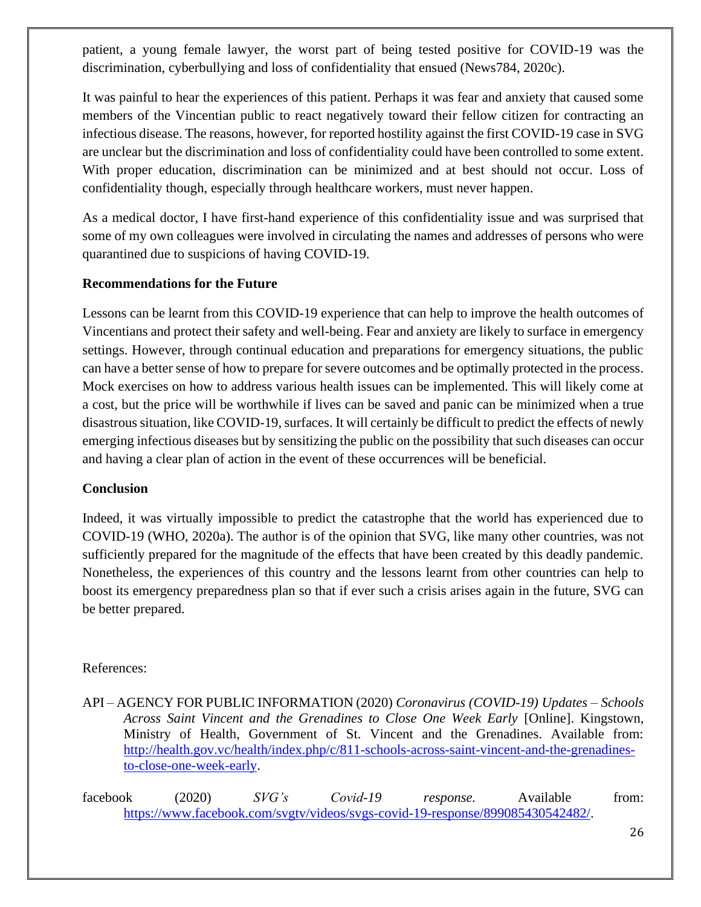patient, a young female lawyer, the worst part of being tested positive for COVID-19 was the discrimination, cyberbullying and loss of confidentiality that ensued (News784, 2020c).

It was painful to hear the experiences of this patient. Perhaps it was fear and anxiety that caused some members of the Vincentian public to react negatively toward their fellow citizen for contracting an infectious disease. The reasons, however, for reported hostility against the first COVID-19 case in SVG are unclear but the discrimination and loss of confidentiality could have been controlled to some extent. With proper education, discrimination can be minimized and at best should not occur. Loss of confidentiality though, especially through healthcare workers, must never happen.

As a medical doctor, I have first-hand experience of this confidentiality issue and was surprised that some of my own colleagues were involved in circulating the names and addresses of persons who were quarantined due to suspicions of having COVID-19.

**Recommendations for the Future**

Lessons can be learnt from this COVID-19 experience that can help to improve the health outcomes of Vincentians and protect their safety and well-being. Fear and anxiety are likely to surface in emergency settings. However, through continual education and preparations for emergency situations, the public can have a better sense of how to prepare for severe outcomes and be optimally protected in the process. Mock exercises on how to address various health issues can be implemented. This will likely come at a cost, but the price will be worthwhile if lives can be saved and panic can be minimized when a true disastrous situation, like COVID-19, surfaces. It will certainly be difficult to predict the effects of newly emerging infectious diseases but by sensitizing the public on the possibility that such diseases can occur and having a clear plan of action in the event of these occurrences will be beneficial.

**Conclusion**

Indeed, it was virtually impossible to predict the catastrophe that the world has experienced due to COVID-19 (WHO, 2020a). The author is of the opinion that SVG, like many other countries, was not sufficiently prepared for the magnitude of the effects that have been created by this deadly pandemic. Nonetheless, the experiences of this country and the lessons learnt from other countries can help to boost its emergency preparedness plan so that if ever such a crisis arises again in the future, SVG can be better prepared.

References:

API – AGENCY FOR PUBLIC INFORMATION (2020) *Coronavirus (COVID-19) Updates – Schools Across Saint Vincent and the Grenadines to Close One Week Early* [Online]. Kingstown, Ministry of Health, Government of St. Vincent and the Grenadines. Available from: http://health.gov.vc/health/index.php/c/811-schools-across-saint-vincent-and-the-grenadines-to-close-one-week-early.

facebook (2020) *SVG's Covid-19 response.* Available from: https://www.facebook.com/svgtv/videos/svgs-covid-19-response/899085430542482/.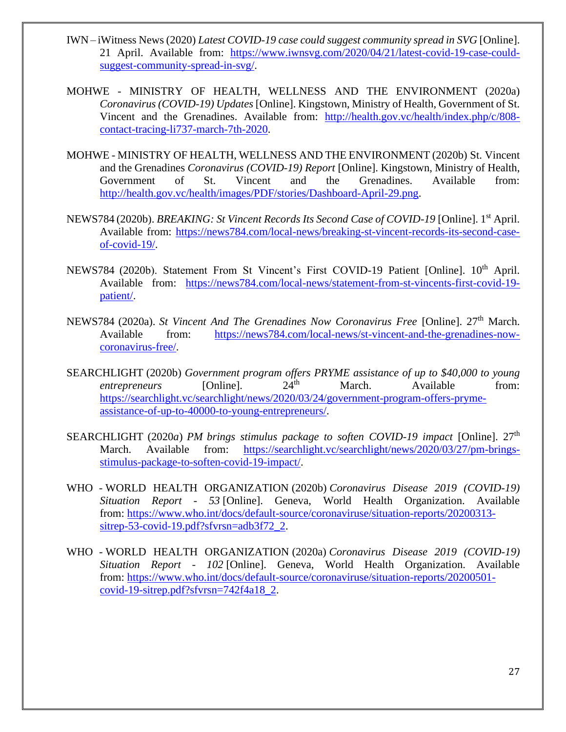IWN – iWitness News (2020) *Latest COVID-19 case could suggest community spread in SVG* [Online]. 21 April. Available from: https://www.iwnsvg.com/2020/04/21/latest-covid-19-case-could-suggest-community-spread-in-svg/.

MOHWE - MINISTRY OF HEALTH, WELLNESS AND THE ENVIRONMENT (2020a) *Coronavirus (COVID-19) Updates* [Online]. Kingstown, Ministry of Health, Government of St. Vincent and the Grenadines. Available from: http://health.gov.vc/health/index.php/c/808-contact-tracing-li737-march-7th-2020.

MOHWE - MINISTRY OF HEALTH, WELLNESS AND THE ENVIRONMENT (2020b) St. Vincent and the Grenadines *Coronavirus (COVID-19) Report* [Online]. Kingstown, Ministry of Health, Government of St. Vincent and the Grenadines. Available from: http://health.gov.vc/health/images/PDF/stories/Dashboard-April-29.png.

NEWS784 (2020b). *BREAKING: St Vincent Records Its Second Case of COVID-19* [Online]. 1st April. Available from: https://news784.com/local-news/breaking-st-vincent-records-its-second-case-of-covid-19/.

NEWS784 (2020b). Statement From St Vincent's First COVID-19 Patient [Online]. 10th April. Available from: https://news784.com/local-news/statement-from-st-vincents-first-covid-19-patient/.

NEWS784 (2020a). *St Vincent And The Grenadines Now Coronavirus Free* [Online]. 27th March. Available from: https://news784.com/local-news/st-vincent-and-the-grenadines-now-coronavirus-free/.

SEARCHLIGHT (2020b) *Government program offers PRYME assistance of up to $40,000 to young entrepreneurs* [Online]. 24th March. Available from: https://searchlight.vc/searchlight/news/2020/03/24/government-program-offers-pryme-assistance-of-up-to-40000-to-young-entrepreneurs/.

SEARCHLIGHT (2020*a*) *PM brings stimulus package to soften COVID-19 impact* [Online]. 27th March. Available from: https://searchlight.vc/searchlight/news/2020/03/27/pm-brings-stimulus-package-to-soften-covid-19-impact/.

WHO - WORLD HEALTH ORGANIZATION (2020b) *Coronavirus Disease 2019 (COVID-19) Situation Report - 53* [Online]. Geneva, World Health Organization. Available from: https://www.who.int/docs/default-source/coronaviruse/situation-reports/20200313-sitrep-53-covid-19.pdf?sfvrsn=adb3f72_2.

WHO - WORLD HEALTH ORGANIZATION (2020a) *Coronavirus Disease 2019 (COVID-19) Situation Report - 102* [Online]. Geneva, World Health Organization. Available from: https://www.who.int/docs/default-source/coronaviruse/situation-reports/20200501-covid-19-sitrep.pdf?sfvrsn=742f4a18_2.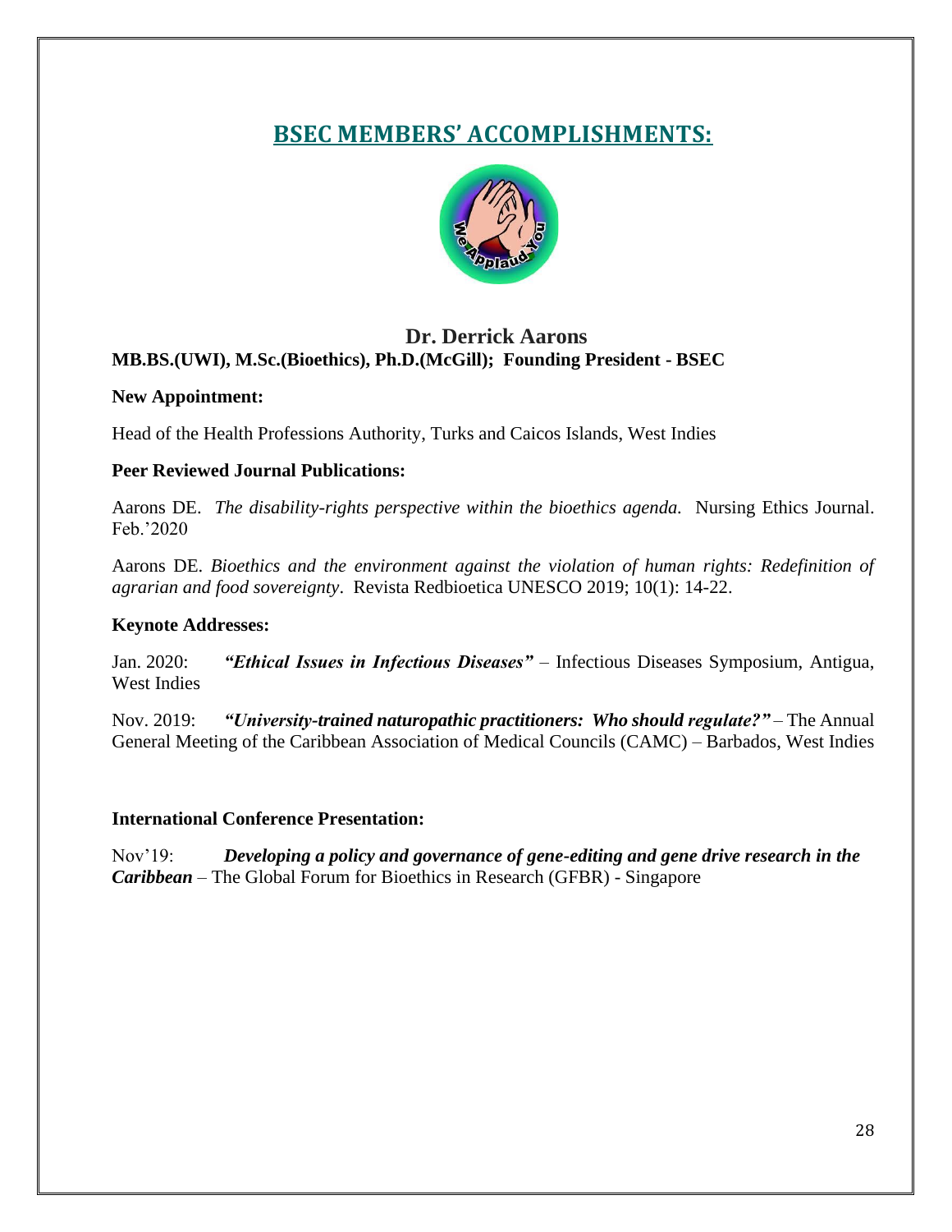# BSEC MEMBERS' ACCOMPLISHMENTS:

## Dr. Derrick Aarons

**MB.BS.(UWI), M.Sc.(Bioethics), Ph.D.(McGill); Founding President - BSEC**

**New Appointment:**

Head of the Health Professions Authority, Turks and Caicos Islands, West Indies

**Peer Reviewed Journal Publications:**

Aarons DE. *The disability-rights perspective within the bioethics agenda.* Nursing Ethics Journal. Feb.'2020

Aarons DE. *Bioethics and the environment against the violation of human rights: Redefinition of agrarian and food sovereignty*. Revista Redbioetica UNESCO 2019; 10(1): 14-22.

**Keynote Addresses:**

Jan. 2020: ***"Ethical Issues in Infectious Diseases"*** – Infectious Diseases Symposium, Antigua, West Indies

Nov. 2019: ***"University-trained naturopathic practitioners: Who should regulate?"*** – The Annual General Meeting of the Caribbean Association of Medical Councils (CAMC) – Barbados, West Indies

**International Conference Presentation:**

Nov'19: ***Developing a policy and governance of gene-editing and gene drive research in the Caribbean*** – The Global Forum for Bioethics in Research (GFBR) - Singapore